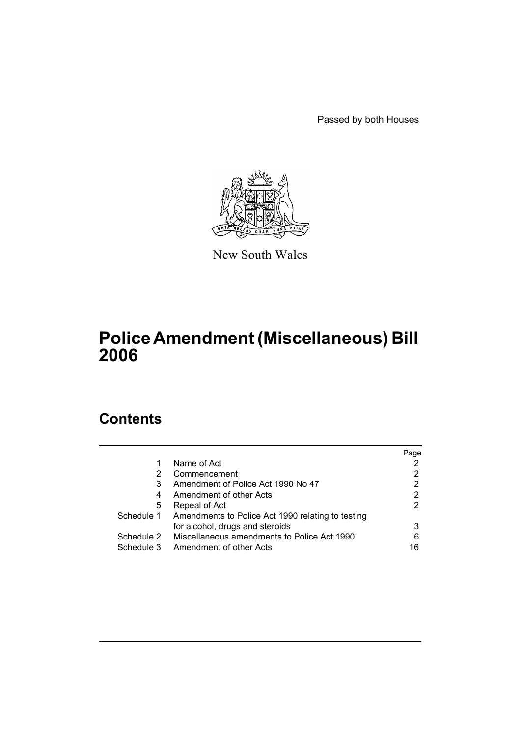Passed by both Houses

New South Wales

# Police Amendment (Miscellaneous) Bill 2006

## Contents

| | | Page |
|---|---|---|
| 1 | Name of Act | 2 |
| 2 | Commencement | 2 |
| 3 | Amendment of Police Act 1990 No 47 | 2 |
| 4 | Amendment of other Acts | 2 |
| 5 | Repeal of Act | 2 |
| Schedule 1 | Amendments to Police Act 1990 relating to testing for alcohol, drugs and steroids | 3 |
| Schedule 2 | Miscellaneous amendments to Police Act 1990 | 6 |
| Schedule 3 | Amendment of other Acts | 16 |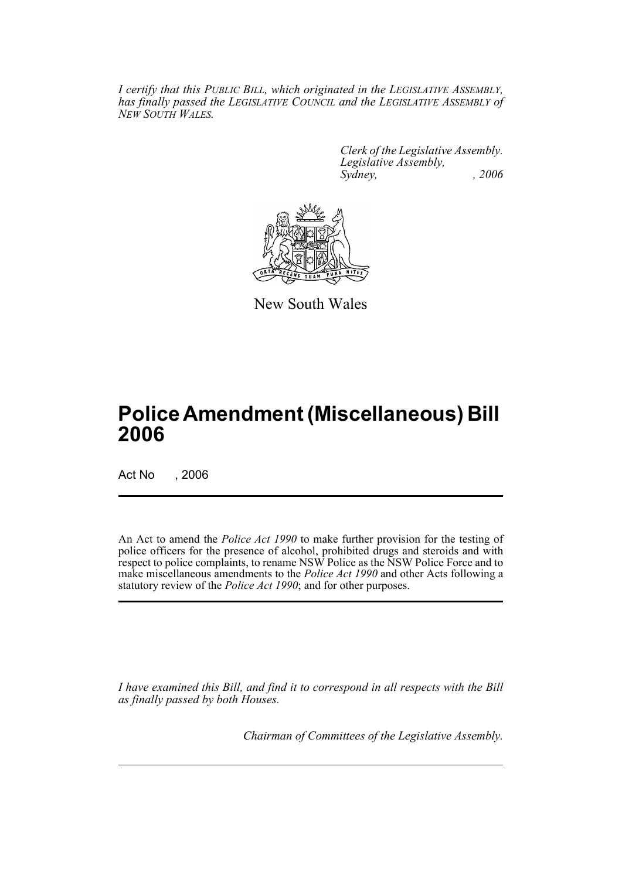*I certify that this PUBLIC BILL, which originated in the LEGISLATIVE ASSEMBLY, has finally passed the LEGISLATIVE COUNCIL and the LEGISLATIVE ASSEMBLY of NEW SOUTH WALES.*

*Clerk of the Legislative Assembly.*
*Legislative Assembly,*
*Sydney, , 2006*

New South Wales

# Police Amendment (Miscellaneous) Bill 2006

Act No , 2006

An Act to amend the *Police Act 1990* to make further provision for the testing of police officers for the presence of alcohol, prohibited drugs and steroids and with respect to police complaints, to rename NSW Police as the NSW Police Force and to make miscellaneous amendments to the *Police Act 1990* and other Acts following a statutory review of the *Police Act 1990*; and for other purposes.

*I have examined this Bill, and find it to correspond in all respects with the Bill as finally passed by both Houses.*

*Chairman of Committees of the Legislative Assembly.*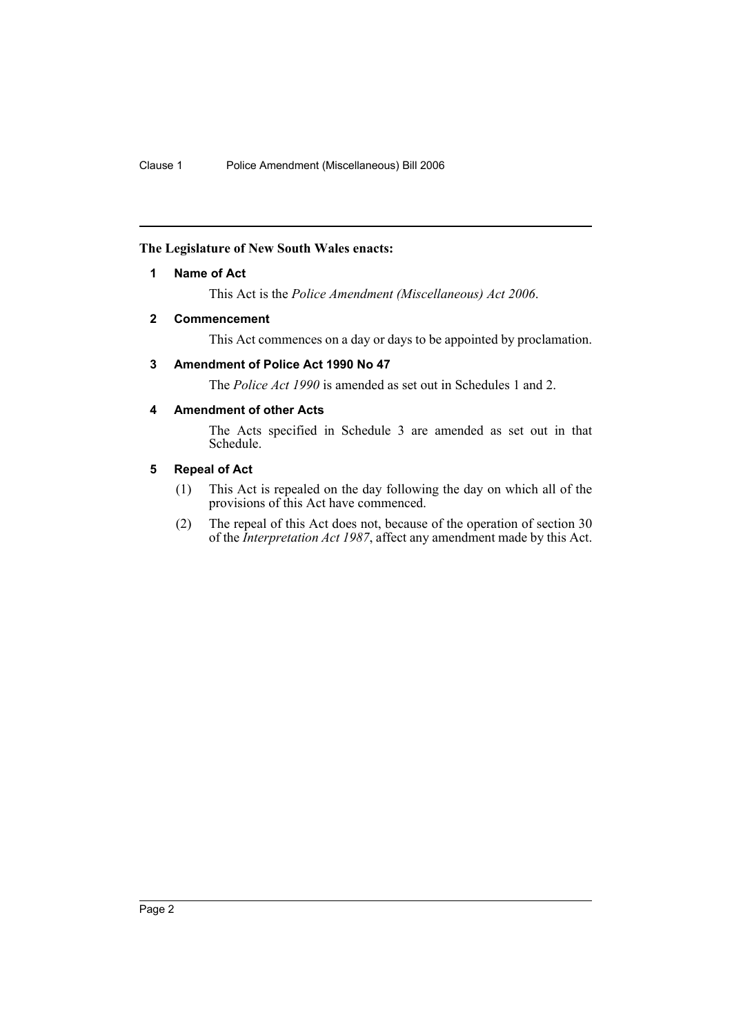**The Legislature of New South Wales enacts:**

### 1 Name of Act

This Act is the *Police Amendment (Miscellaneous) Act 2006*.

### 2 Commencement

This Act commences on a day or days to be appointed by proclamation.

### 3 Amendment of Police Act 1990 No 47

The *Police Act 1990* is amended as set out in Schedules 1 and 2.

### 4 Amendment of other Acts

The Acts specified in Schedule 3 are amended as set out in that Schedule.

### 5 Repeal of Act

(1) This Act is repealed on the day following the day on which all of the provisions of this Act have commenced.

(2) The repeal of this Act does not, because of the operation of section 30 of the *Interpretation Act 1987*, affect any amendment made by this Act.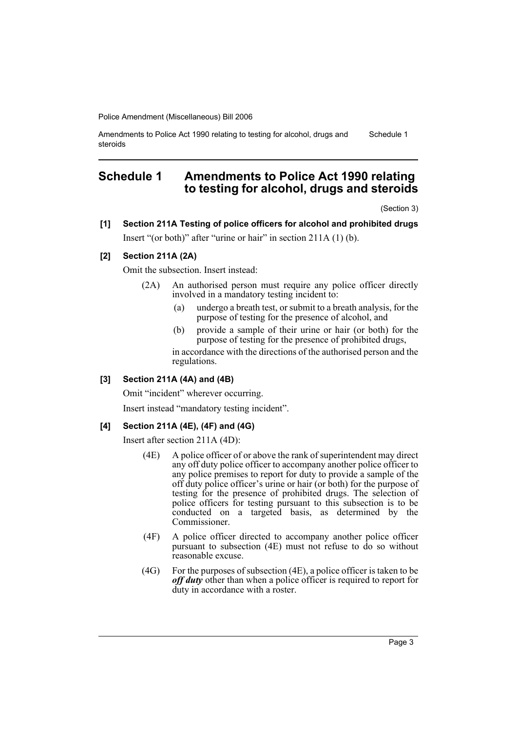## Schedule 1 Amendments to Police Act 1990 relating to testing for alcohol, drugs and steroids

(Section 3)

**[1] Section 211A Testing of police officers for alcohol and prohibited drugs**

Insert "(or both)" after "urine or hair" in section 211A (1) (b).

**[2] Section 211A (2A)**

Omit the subsection. Insert instead:

> (2A) An authorised person must require any police officer directly involved in a mandatory testing incident to:
>
> (a) undergo a breath test, or submit to a breath analysis, for the purpose of testing for the presence of alcohol, and
>
> (b) provide a sample of their urine or hair (or both) for the purpose of testing for the presence of prohibited drugs,
>
> in accordance with the directions of the authorised person and the regulations.

**[3] Section 211A (4A) and (4B)**

Omit "incident" wherever occurring.

Insert instead "mandatory testing incident".

**[4] Section 211A (4E), (4F) and (4G)**

Insert after section 211A (4D):

> (4E) A police officer of or above the rank of superintendent may direct any off duty police officer to accompany another police officer to any police premises to report for duty to provide a sample of the off duty police officer's urine or hair (or both) for the purpose of testing for the presence of prohibited drugs. The selection of police officers for testing pursuant to this subsection is to be conducted on a targeted basis, as determined by the Commissioner.
>
> (4F) A police officer directed to accompany another police officer pursuant to subsection (4E) must not refuse to do so without reasonable excuse.
>
> (4G) For the purposes of subsection (4E), a police officer is taken to be ***off duty*** other than when a police officer is required to report for duty in accordance with a roster.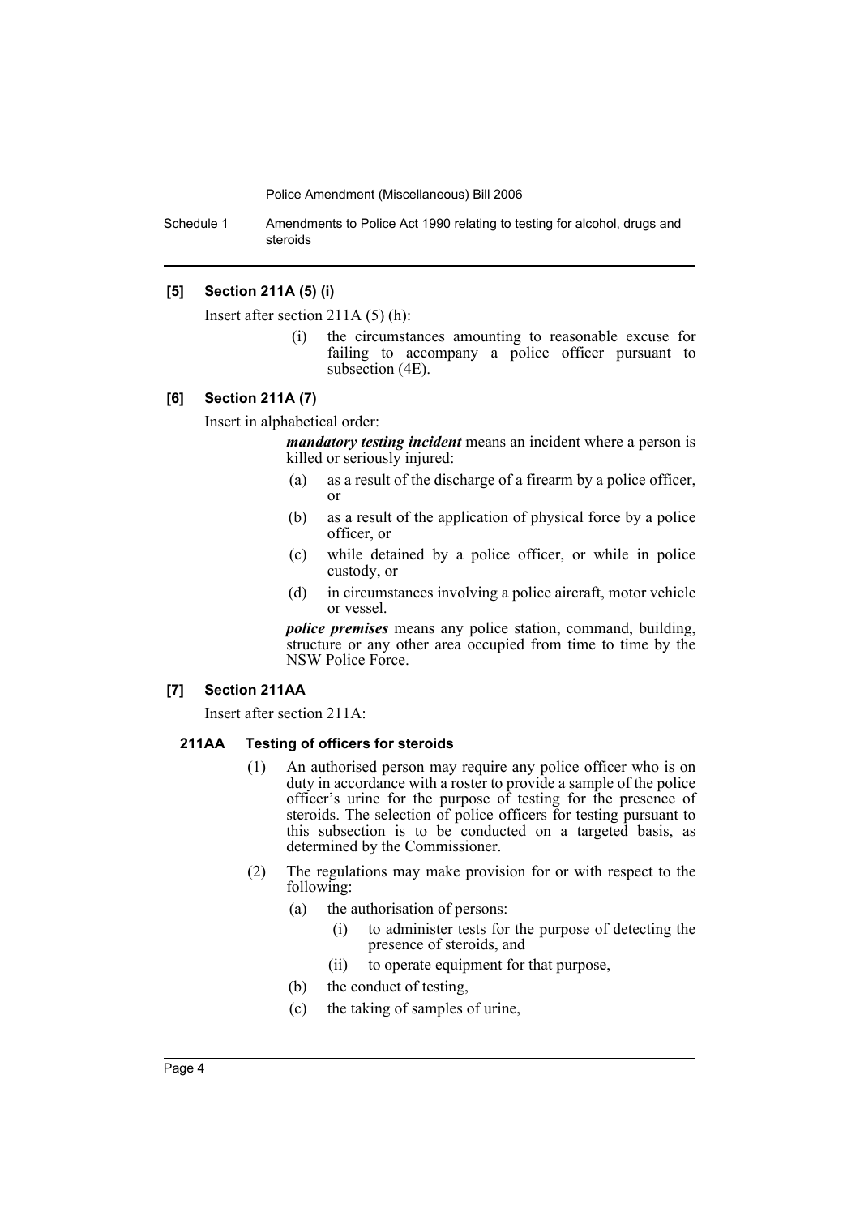### [5] Section 211A (5) (i)

Insert after section 211A (5) (h):

(i) the circumstances amounting to reasonable excuse for failing to accompany a police officer pursuant to subsection (4E).

### [6] Section 211A (7)

Insert in alphabetical order:

***mandatory testing incident*** means an incident where a person is killed or seriously injured:

(a) as a result of the discharge of a firearm by a police officer, or

(b) as a result of the application of physical force by a police officer, or

(c) while detained by a police officer, or while in police custody, or

(d) in circumstances involving a police aircraft, motor vehicle or vessel.

***police premises*** means any police station, command, building, structure or any other area occupied from time to time by the NSW Police Force.

### [7] Section 211AA

Insert after section 211A:

#### 211AA Testing of officers for steroids

(1) An authorised person may require any police officer who is on duty in accordance with a roster to provide a sample of the police officer's urine for the purpose of testing for the presence of steroids. The selection of police officers for testing pursuant to this subsection is to be conducted on a targeted basis, as determined by the Commissioner.

(2) The regulations may make provision for or with respect to the following:

(a) the authorisation of persons:

(i) to administer tests for the purpose of detecting the presence of steroids, and

(ii) to operate equipment for that purpose,

(b) the conduct of testing,

(c) the taking of samples of urine,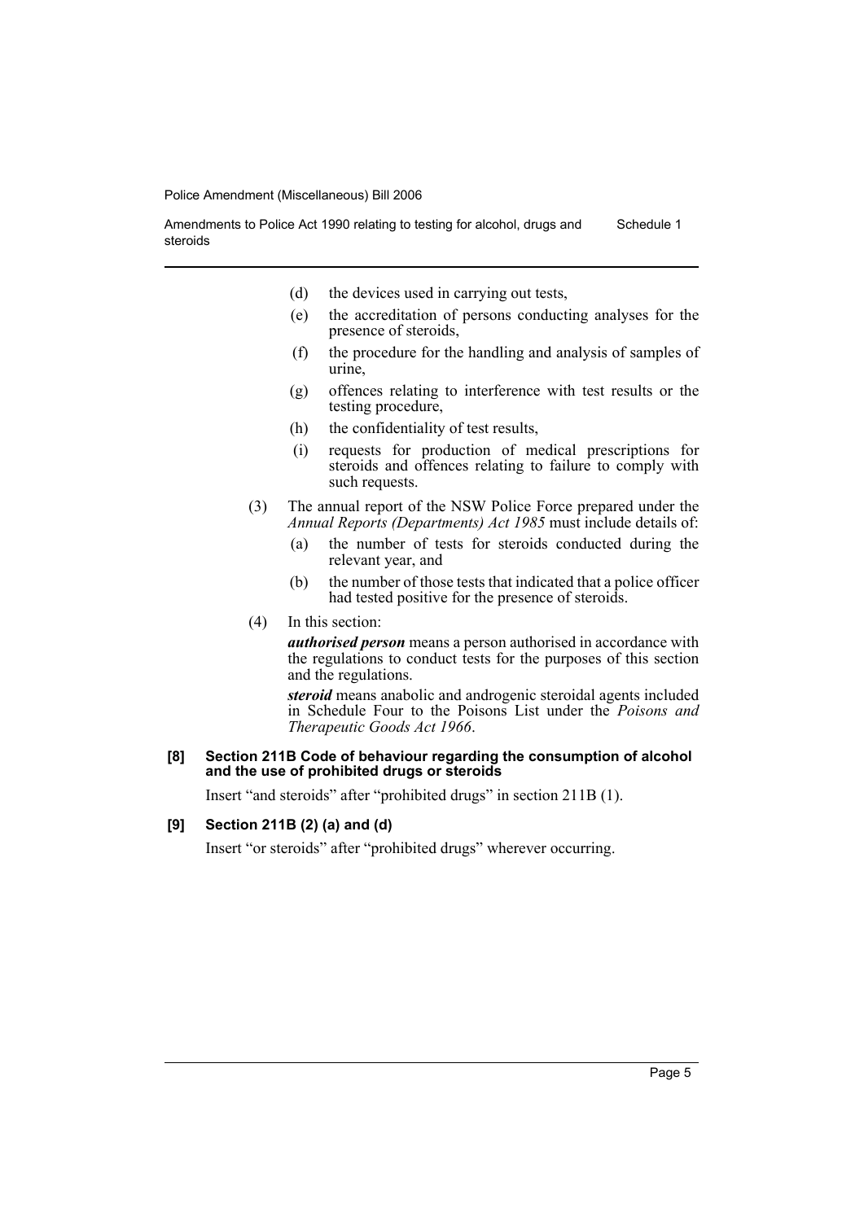(d) the devices used in carrying out tests,

(e) the accreditation of persons conducting analyses for the presence of steroids,

(f) the procedure for the handling and analysis of samples of urine,

(g) offences relating to interference with test results or the testing procedure,

(h) the confidentiality of test results,

(i) requests for production of medical prescriptions for steroids and offences relating to failure to comply with such requests.

(3) The annual report of the NSW Police Force prepared under the *Annual Reports (Departments) Act 1985* must include details of:

(a) the number of tests for steroids conducted during the relevant year, and

(b) the number of those tests that indicated that a police officer had tested positive for the presence of steroids.

(4) In this section:

***authorised person*** means a person authorised in accordance with the regulations to conduct tests for the purposes of this section and the regulations.

***steroid*** means anabolic and androgenic steroidal agents included in Schedule Four to the Poisons List under the *Poisons and Therapeutic Goods Act 1966*.

**[8] Section 211B Code of behaviour regarding the consumption of alcohol and the use of prohibited drugs or steroids**

Insert "and steroids" after "prohibited drugs" in section 211B (1).

**[9] Section 211B (2) (a) and (d)**

Insert "or steroids" after "prohibited drugs" wherever occurring.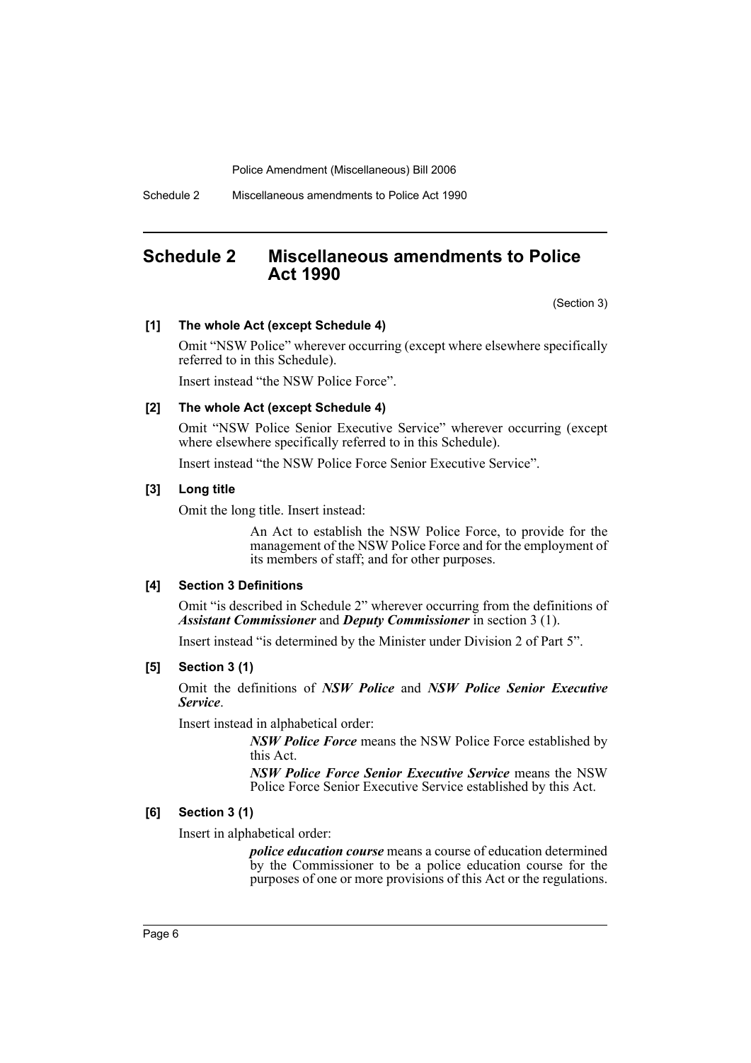# Schedule 2 Miscellaneous amendments to Police Act 1990

(Section 3)

**[1] The whole Act (except Schedule 4)**

Omit "NSW Police" wherever occurring (except where elsewhere specifically referred to in this Schedule).

Insert instead "the NSW Police Force".

**[2] The whole Act (except Schedule 4)**

Omit "NSW Police Senior Executive Service" wherever occurring (except where elsewhere specifically referred to in this Schedule).

Insert instead "the NSW Police Force Senior Executive Service".

**[3] Long title**

Omit the long title. Insert instead:

> An Act to establish the NSW Police Force, to provide for the management of the NSW Police Force and for the employment of its members of staff; and for other purposes.

**[4] Section 3 Definitions**

Omit "is described in Schedule 2" wherever occurring from the definitions of ***Assistant Commissioner*** and ***Deputy Commissioner*** in section 3 (1).

Insert instead "is determined by the Minister under Division 2 of Part 5".

**[5] Section 3 (1)**

Omit the definitions of ***NSW Police*** and ***NSW Police Senior Executive Service***.

Insert instead in alphabetical order:

> ***NSW Police Force*** means the NSW Police Force established by this Act.
>
> ***NSW Police Force Senior Executive Service*** means the NSW Police Force Senior Executive Service established by this Act.

**[6] Section 3 (1)**

Insert in alphabetical order:

> ***police education course*** means a course of education determined by the Commissioner to be a police education course for the purposes of one or more provisions of this Act or the regulations.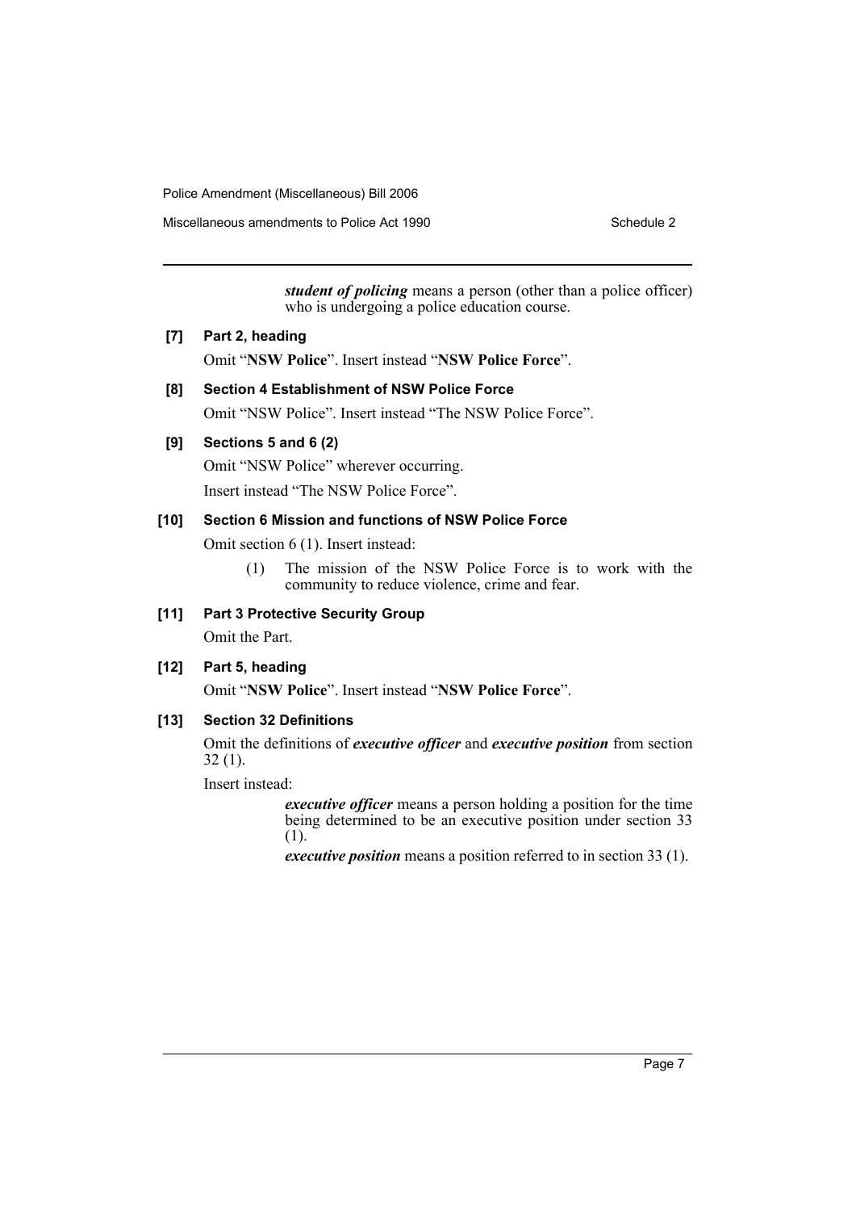***student of policing*** means a person (other than a police officer) who is undergoing a police education course.

**[7] Part 2, heading**

Omit "**NSW Police**". Insert instead "**NSW Police Force**".

**[8] Section 4 Establishment of NSW Police Force**

Omit "NSW Police". Insert instead "The NSW Police Force".

**[9] Sections 5 and 6 (2)**

Omit "NSW Police" wherever occurring.

Insert instead "The NSW Police Force".

**[10] Section 6 Mission and functions of NSW Police Force**

Omit section 6 (1). Insert instead:

(1) The mission of the NSW Police Force is to work with the community to reduce violence, crime and fear.

**[11] Part 3 Protective Security Group**

Omit the Part.

**[12] Part 5, heading**

Omit "**NSW Police**". Insert instead "**NSW Police Force**".

**[13] Section 32 Definitions**

Omit the definitions of ***executive officer*** and ***executive position*** from section 32 (1).

Insert instead:

***executive officer*** means a person holding a position for the time being determined to be an executive position under section 33 (1).

***executive position*** means a position referred to in section 33 (1).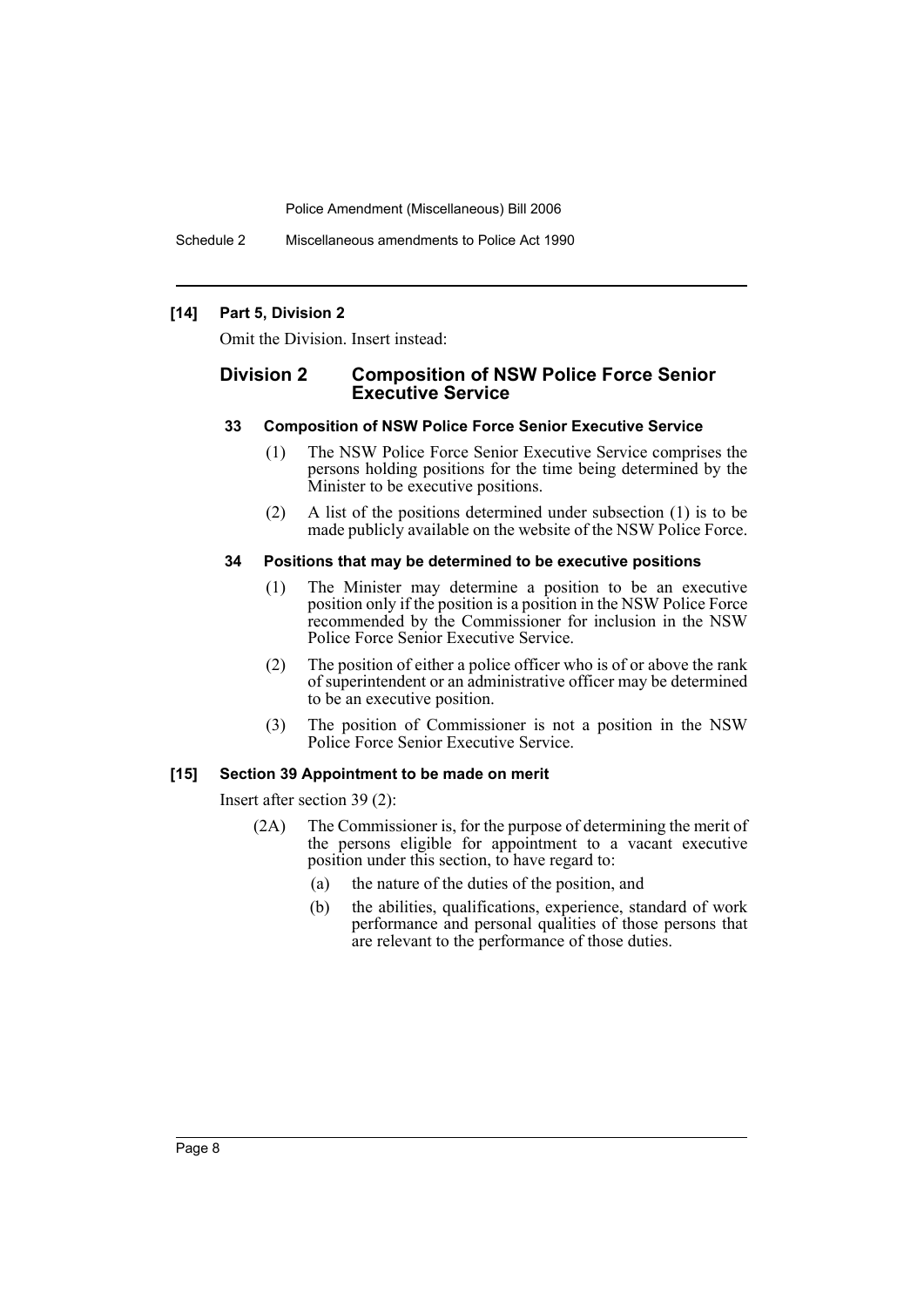### [14] Part 5, Division 2

Omit the Division. Insert instead:

## Division 2 Composition of NSW Police Force Senior Executive Service

#### 33 Composition of NSW Police Force Senior Executive Service

(1) The NSW Police Force Senior Executive Service comprises the persons holding positions for the time being determined by the Minister to be executive positions.

(2) A list of the positions determined under subsection (1) is to be made publicly available on the website of the NSW Police Force.

#### 34 Positions that may be determined to be executive positions

(1) The Minister may determine a position to be an executive position only if the position is a position in the NSW Police Force recommended by the Commissioner for inclusion in the NSW Police Force Senior Executive Service.

(2) The position of either a police officer who is of or above the rank of superintendent or an administrative officer may be determined to be an executive position.

(3) The position of Commissioner is not a position in the NSW Police Force Senior Executive Service.

### [15] Section 39 Appointment to be made on merit

Insert after section 39 (2):

(2A) The Commissioner is, for the purpose of determining the merit of the persons eligible for appointment to a vacant executive position under this section, to have regard to:

- (a) the nature of the duties of the position, and
- (b) the abilities, qualifications, experience, standard of work performance and personal qualities of those persons that are relevant to the performance of those duties.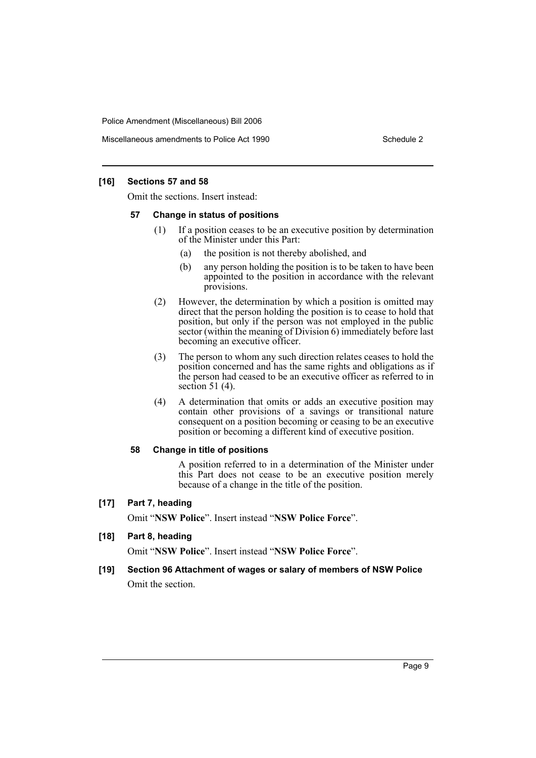**[16] Sections 57 and 58**

Omit the sections. Insert instead:

**57 Change in status of positions**

(1) If a position ceases to be an executive position by determination of the Minister under this Part:

(a) the position is not thereby abolished, and

(b) any person holding the position is to be taken to have been appointed to the position in accordance with the relevant provisions.

(2) However, the determination by which a position is omitted may direct that the person holding the position is to cease to hold that position, but only if the person was not employed in the public sector (within the meaning of Division 6) immediately before last becoming an executive officer.

(3) The person to whom any such direction relates ceases to hold the position concerned and has the same rights and obligations as if the person had ceased to be an executive officer as referred to in section 51 (4).

(4) A determination that omits or adds an executive position may contain other provisions of a savings or transitional nature consequent on a position becoming or ceasing to be an executive position or becoming a different kind of executive position.

**58 Change in title of positions**

A position referred to in a determination of the Minister under this Part does not cease to be an executive position merely because of a change in the title of the position.

**[17] Part 7, heading**

Omit "**NSW Police**". Insert instead "**NSW Police Force**".

**[18] Part 8, heading**

Omit "**NSW Police**". Insert instead "**NSW Police Force**".

**[19] Section 96 Attachment of wages or salary of members of NSW Police**

Omit the section.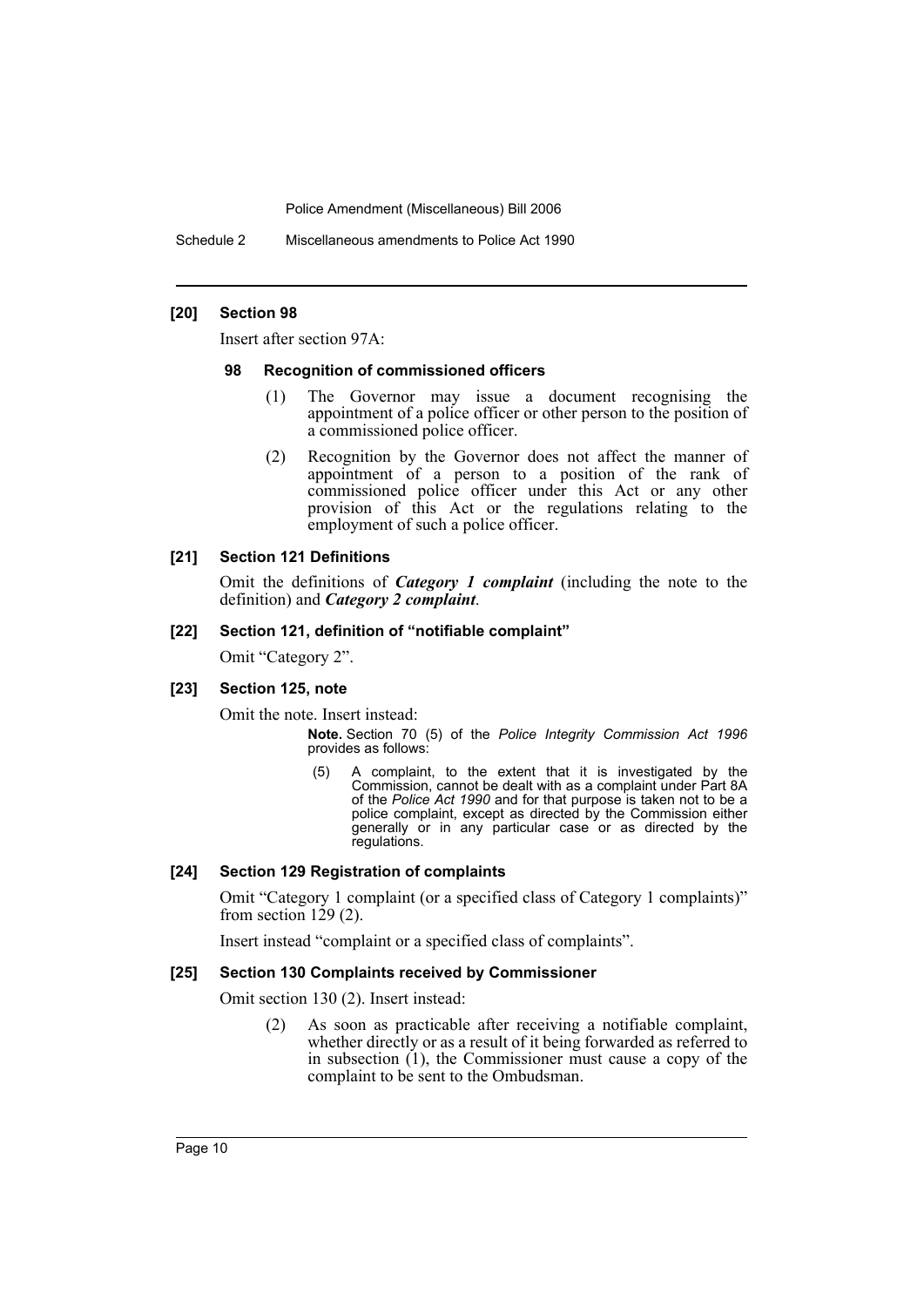### [20] Section 98

Insert after section 97A:

#### 98 Recognition of commissioned officers

(1) The Governor may issue a document recognising the appointment of a police officer or other person to the position of a commissioned police officer.

(2) Recognition by the Governor does not affect the manner of appointment of a person to a position of the rank of commissioned police officer under this Act or any other provision of this Act or the regulations relating to the employment of such a police officer.

### [21] Section 121 Definitions

Omit the definitions of ***Category 1 complaint*** (including the note to the definition) and ***Category 2 complaint***.

### [22] Section 121, definition of "notifiable complaint"

Omit "Category 2".

### [23] Section 125, note

Omit the note. Insert instead:

> **Note.** Section 70 (5) of the *Police Integrity Commission Act 1996* provides as follows:
>
> (5) A complaint, to the extent that it is investigated by the Commission, cannot be dealt with as a complaint under Part 8A of the *Police Act 1990* and for that purpose is taken not to be a police complaint, except as directed by the Commission either generally or in any particular case or as directed by the regulations.

### [24] Section 129 Registration of complaints

Omit "Category 1 complaint (or a specified class of Category 1 complaints)" from section 129 (2).

Insert instead "complaint or a specified class of complaints".

### [25] Section 130 Complaints received by Commissioner

Omit section 130 (2). Insert instead:

(2) As soon as practicable after receiving a notifiable complaint, whether directly or as a result of it being forwarded as referred to in subsection (1), the Commissioner must cause a copy of the complaint to be sent to the Ombudsman.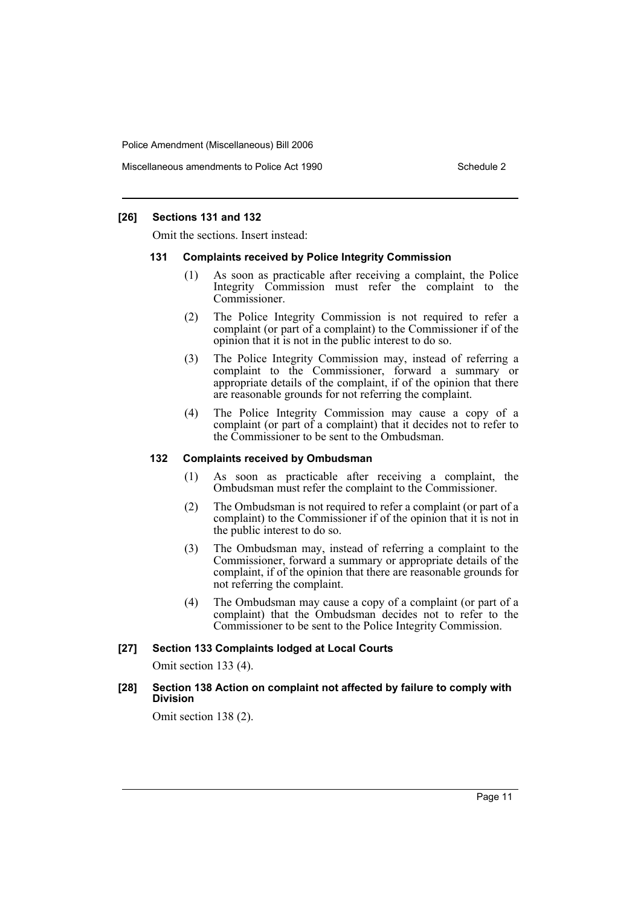### [26] Sections 131 and 132

Omit the sections. Insert instead:

#### 131 Complaints received by Police Integrity Commission

(1) As soon as practicable after receiving a complaint, the Police Integrity Commission must refer the complaint to the Commissioner.

(2) The Police Integrity Commission is not required to refer a complaint (or part of a complaint) to the Commissioner if of the opinion that it is not in the public interest to do so.

(3) The Police Integrity Commission may, instead of referring a complaint to the Commissioner, forward a summary or appropriate details of the complaint, if of the opinion that there are reasonable grounds for not referring the complaint.

(4) The Police Integrity Commission may cause a copy of a complaint (or part of a complaint) that it decides not to refer to the Commissioner to be sent to the Ombudsman.

#### 132 Complaints received by Ombudsman

(1) As soon as practicable after receiving a complaint, the Ombudsman must refer the complaint to the Commissioner.

(2) The Ombudsman is not required to refer a complaint (or part of a complaint) to the Commissioner if of the opinion that it is not in the public interest to do so.

(3) The Ombudsman may, instead of referring a complaint to the Commissioner, forward a summary or appropriate details of the complaint, if of the opinion that there are reasonable grounds for not referring the complaint.

(4) The Ombudsman may cause a copy of a complaint (or part of a complaint) that the Ombudsman decides not to refer to the Commissioner to be sent to the Police Integrity Commission.

### [27] Section 133 Complaints lodged at Local Courts

Omit section 133 (4).

### [28] Section 138 Action on complaint not affected by failure to comply with Division

Omit section 138 (2).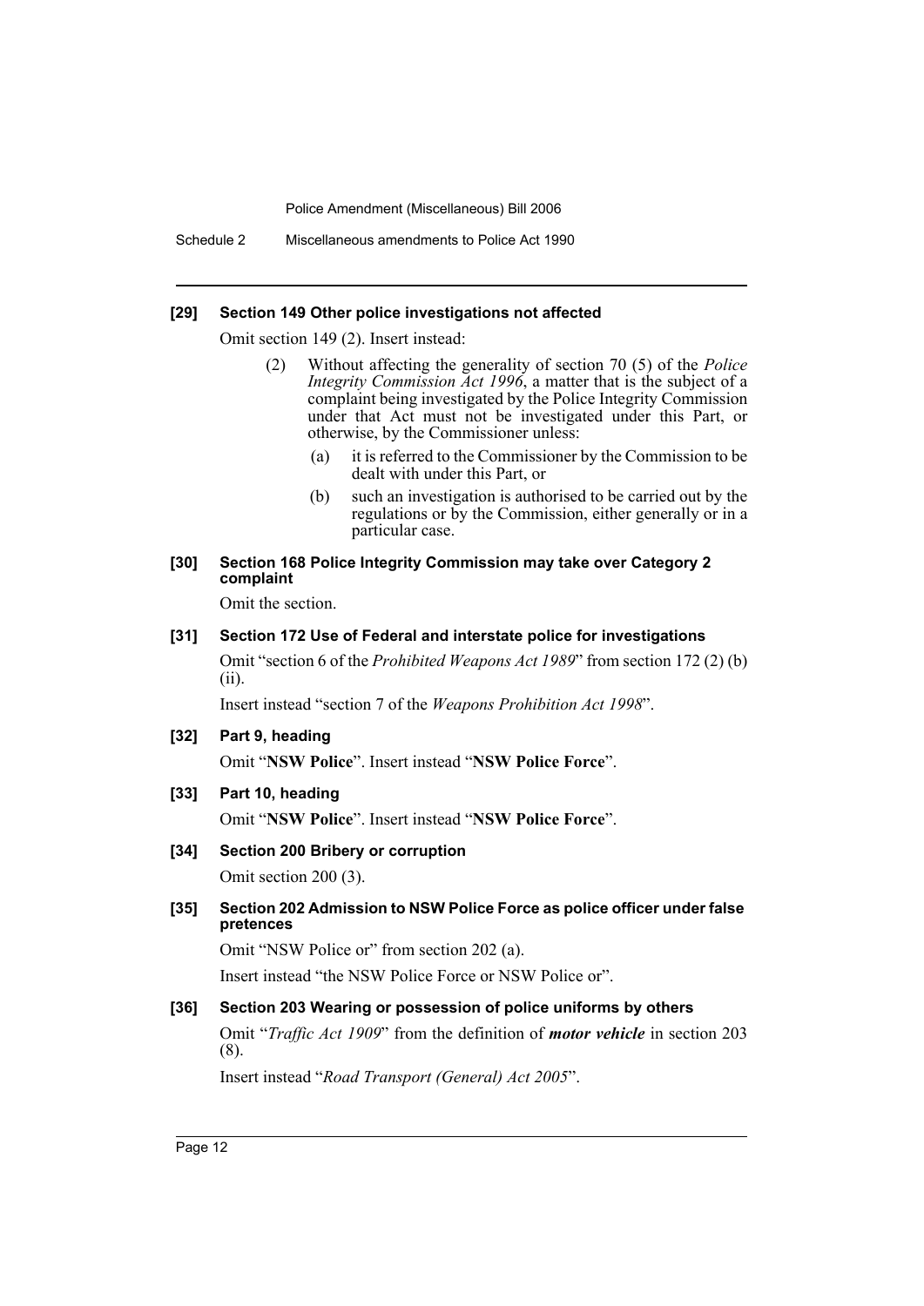**[29] Section 149 Other police investigations not affected**

Omit section 149 (2). Insert instead:

> (2) Without affecting the generality of section 70 (5) of the *Police Integrity Commission Act 1996*, a matter that is the subject of a complaint being investigated by the Police Integrity Commission under that Act must not be investigated under this Part, or otherwise, by the Commissioner unless:
>
> (a) it is referred to the Commissioner by the Commission to be dealt with under this Part, or
>
> (b) such an investigation is authorised to be carried out by the regulations or by the Commission, either generally or in a particular case.

**[30] Section 168 Police Integrity Commission may take over Category 2 complaint**

Omit the section.

**[31] Section 172 Use of Federal and interstate police for investigations**

Omit "section 6 of the *Prohibited Weapons Act 1989*" from section 172 (2) (b) (ii).

Insert instead "section 7 of the *Weapons Prohibition Act 1998*".

**[32] Part 9, heading**

Omit "**NSW Police**". Insert instead "**NSW Police Force**".

**[33] Part 10, heading**

Omit "**NSW Police**". Insert instead "**NSW Police Force**".

**[34] Section 200 Bribery or corruption**

Omit section 200 (3).

**[35] Section 202 Admission to NSW Police Force as police officer under false pretences**

Omit "NSW Police or" from section 202 (a).

Insert instead "the NSW Police Force or NSW Police or".

**[36] Section 203 Wearing or possession of police uniforms by others**

Omit "*Traffic Act 1909*" from the definition of ***motor vehicle*** in section 203 (8).

Insert instead "*Road Transport (General) Act 2005*".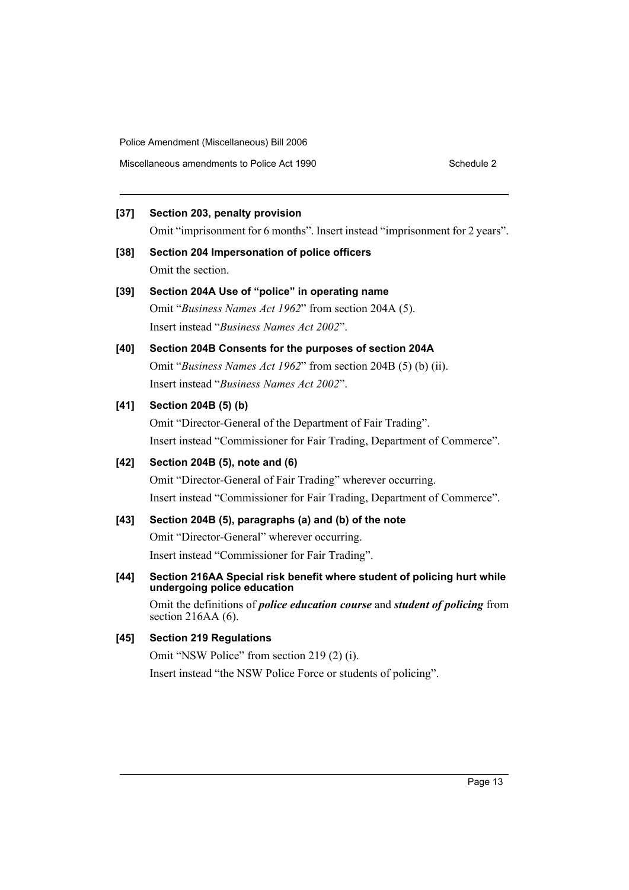**[37] Section 203, penalty provision**

Omit "imprisonment for 6 months". Insert instead "imprisonment for 2 years".

**[38] Section 204 Impersonation of police officers**

Omit the section.

**[39] Section 204A Use of "police" in operating name**

Omit "*Business Names Act 1962*" from section 204A (5).

Insert instead "*Business Names Act 2002*".

**[40] Section 204B Consents for the purposes of section 204A**

Omit "*Business Names Act 1962*" from section 204B (5) (b) (ii).

Insert instead "*Business Names Act 2002*".

**[41] Section 204B (5) (b)**

Omit "Director-General of the Department of Fair Trading".

Insert instead "Commissioner for Fair Trading, Department of Commerce".

**[42] Section 204B (5), note and (6)**

Omit "Director-General of Fair Trading" wherever occurring.

Insert instead "Commissioner for Fair Trading, Department of Commerce".

**[43] Section 204B (5), paragraphs (a) and (b) of the note**

Omit "Director-General" wherever occurring.

Insert instead "Commissioner for Fair Trading".

**[44] Section 216AA Special risk benefit where student of policing hurt while undergoing police education**

Omit the definitions of ***police education course*** and ***student of policing*** from section 216AA (6).

**[45] Section 219 Regulations**

Omit "NSW Police" from section 219 (2) (i).

Insert instead "the NSW Police Force or students of policing".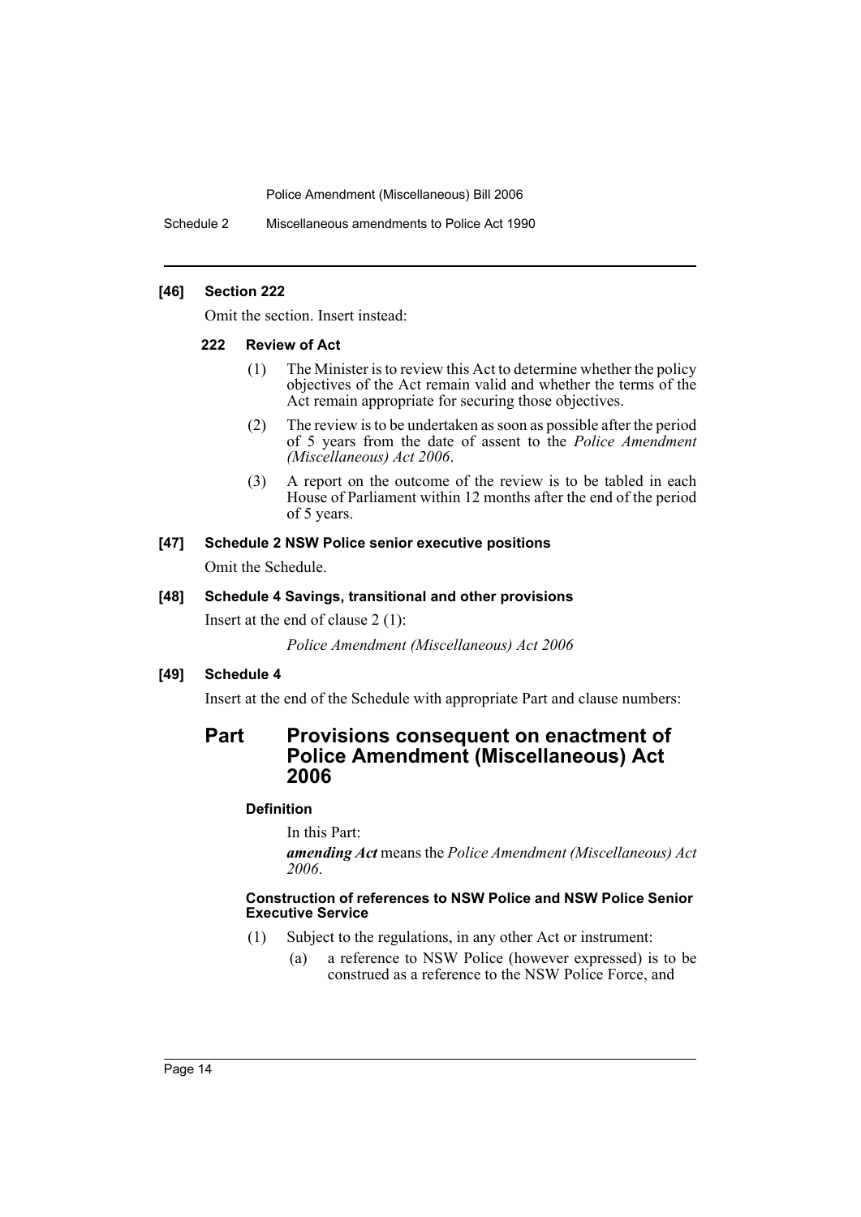**[46] Section 222**

Omit the section. Insert instead:

**222 Review of Act**

(1) The Minister is to review this Act to determine whether the policy objectives of the Act remain valid and whether the terms of the Act remain appropriate for securing those objectives.

(2) The review is to be undertaken as soon as possible after the period of 5 years from the date of assent to the *Police Amendment (Miscellaneous) Act 2006*.

(3) A report on the outcome of the review is to be tabled in each House of Parliament within 12 months after the end of the period of 5 years.

**[47] Schedule 2 NSW Police senior executive positions**

Omit the Schedule.

**[48] Schedule 4 Savings, transitional and other provisions**

Insert at the end of clause 2 (1):

*Police Amendment (Miscellaneous) Act 2006*

**[49] Schedule 4**

Insert at the end of the Schedule with appropriate Part and clause numbers:

## Part Provisions consequent on enactment of Police Amendment (Miscellaneous) Act 2006

**Definition**

In this Part:

***amending Act*** means the *Police Amendment (Miscellaneous) Act 2006*.

**Construction of references to NSW Police and NSW Police Senior Executive Service**

(1) Subject to the regulations, in any other Act or instrument:

(a) a reference to NSW Police (however expressed) is to be construed as a reference to the NSW Police Force, and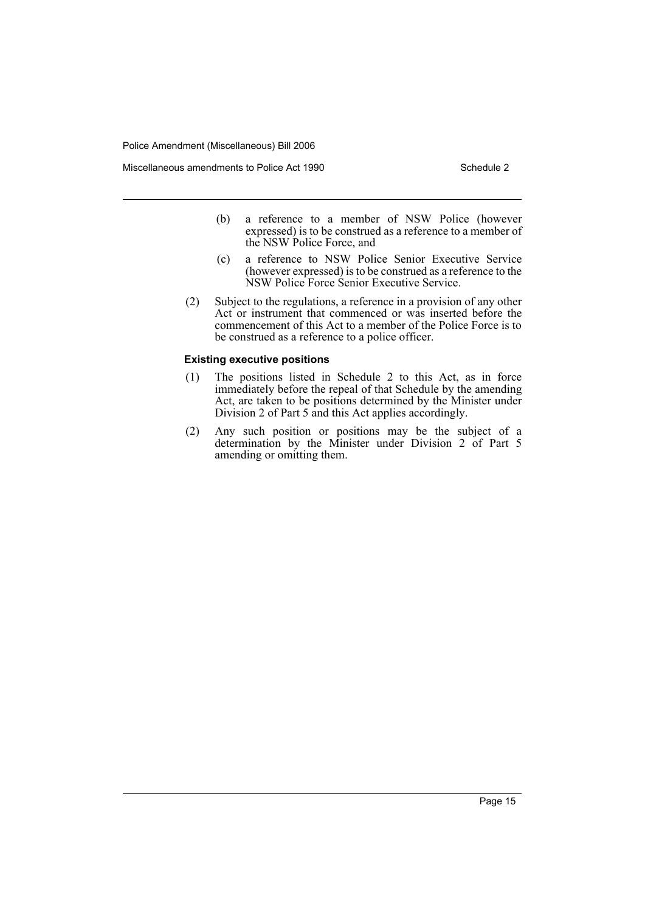(b) a reference to a member of NSW Police (however expressed) is to be construed as a reference to a member of the NSW Police Force, and

(c) a reference to NSW Police Senior Executive Service (however expressed) is to be construed as a reference to the NSW Police Force Senior Executive Service.

(2) Subject to the regulations, a reference in a provision of any other Act or instrument that commenced or was inserted before the commencement of this Act to a member of the Police Force is to be construed as a reference to a police officer.

**Existing executive positions**

(1) The positions listed in Schedule 2 to this Act, as in force immediately before the repeal of that Schedule by the amending Act, are taken to be positions determined by the Minister under Division 2 of Part 5 and this Act applies accordingly.

(2) Any such position or positions may be the subject of a determination by the Minister under Division 2 of Part 5 amending or omitting them.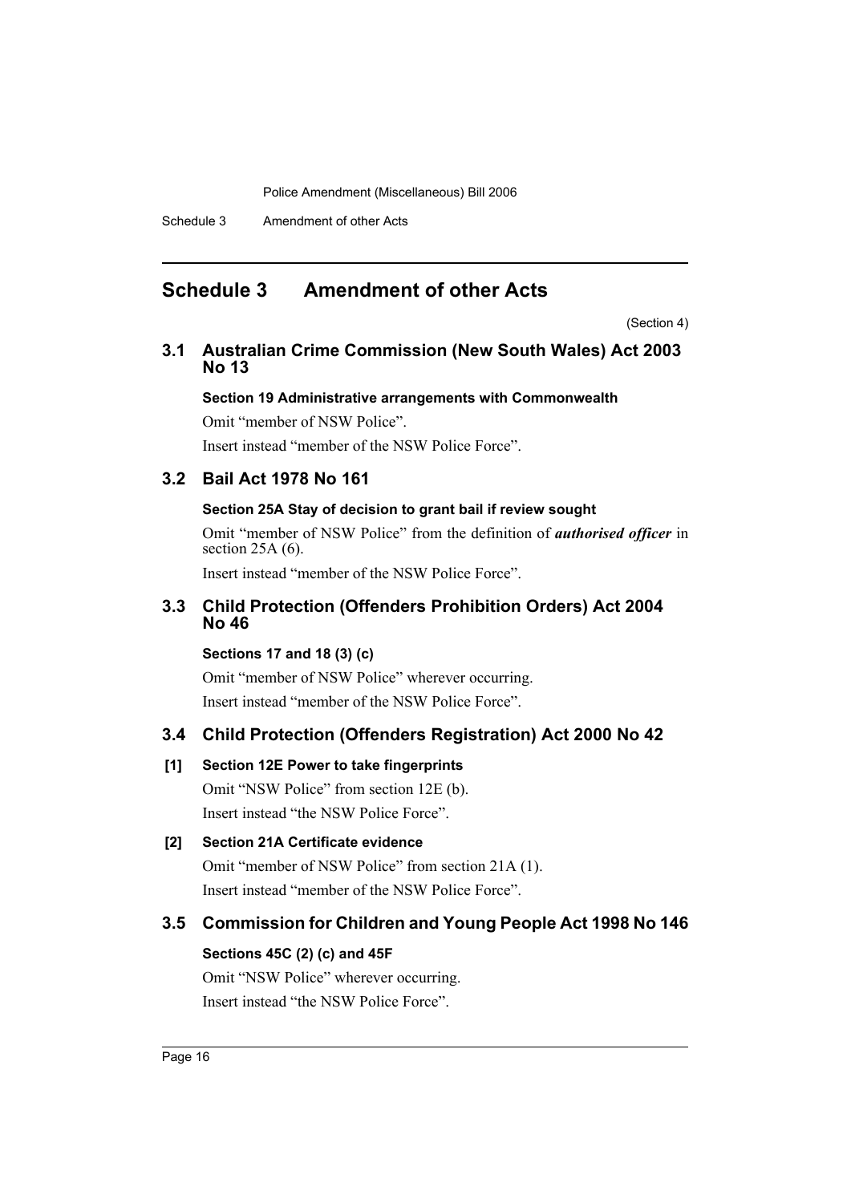# Schedule 3 Amendment of other Acts

(Section 4)

## 3.1 Australian Crime Commission (New South Wales) Act 2003 No 13

**Section 19 Administrative arrangements with Commonwealth**

Omit "member of NSW Police".

Insert instead "member of the NSW Police Force".

## 3.2 Bail Act 1978 No 161

**Section 25A Stay of decision to grant bail if review sought**

Omit "member of NSW Police" from the definition of ***authorised officer*** in section 25A (6).

Insert instead "member of the NSW Police Force".

## 3.3 Child Protection (Offenders Prohibition Orders) Act 2004 No 46

**Sections 17 and 18 (3) (c)**

Omit "member of NSW Police" wherever occurring.

Insert instead "member of the NSW Police Force".

## 3.4 Child Protection (Offenders Registration) Act 2000 No 42

**[1] Section 12E Power to take fingerprints**

Omit "NSW Police" from section 12E (b).

Insert instead "the NSW Police Force".

**[2] Section 21A Certificate evidence**

Omit "member of NSW Police" from section 21A (1).

Insert instead "member of the NSW Police Force".

## 3.5 Commission for Children and Young People Act 1998 No 146

**Sections 45C (2) (c) and 45F**

Omit "NSW Police" wherever occurring.

Insert instead "the NSW Police Force".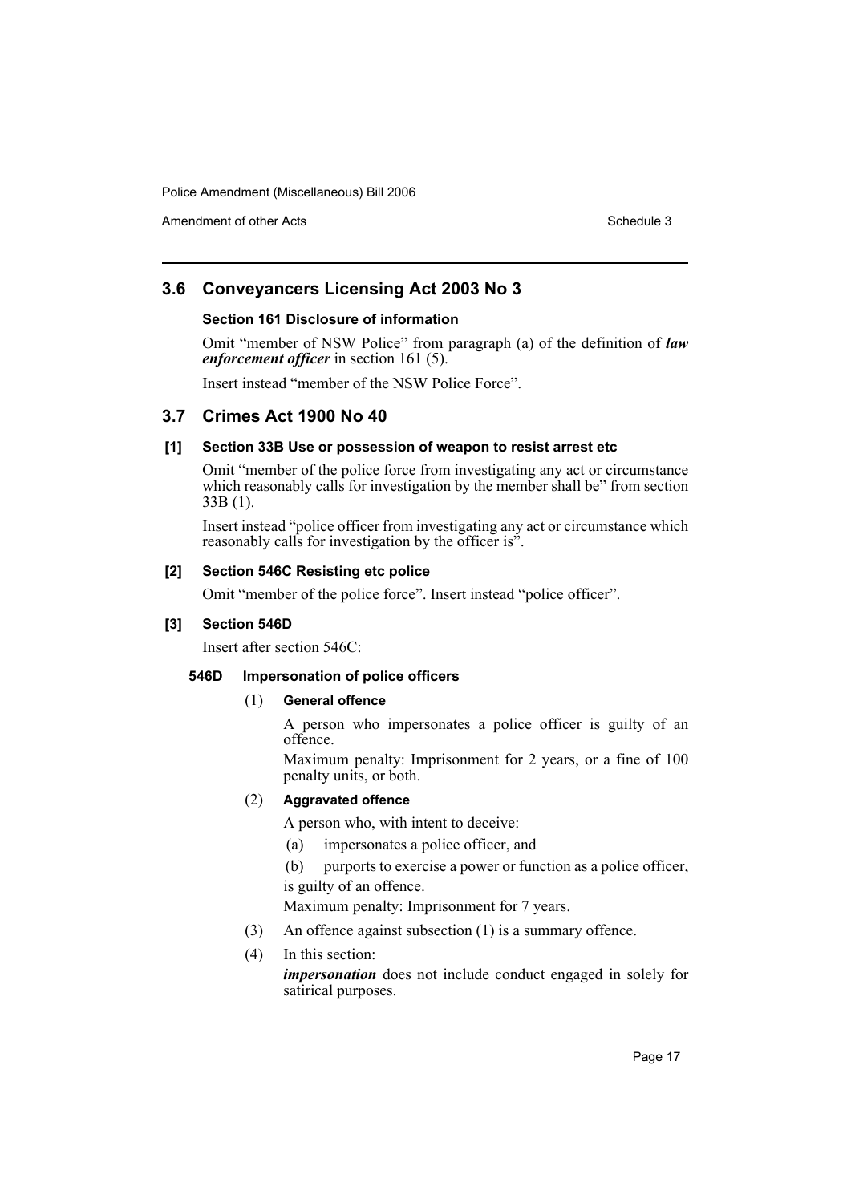## 3.6 Conveyancers Licensing Act 2003 No 3

### Section 161 Disclosure of information

Omit "member of NSW Police" from paragraph (a) of the definition of ***law enforcement officer*** in section 161 (5).

Insert instead "member of the NSW Police Force".

## 3.7 Crimes Act 1900 No 40

### [1] Section 33B Use or possession of weapon to resist arrest etc

Omit "member of the police force from investigating any act or circumstance which reasonably calls for investigation by the member shall be" from section 33B (1).

Insert instead "police officer from investigating any act or circumstance which reasonably calls for investigation by the officer is".

### [2] Section 546C Resisting etc police

Omit "member of the police force". Insert instead "police officer".

### [3] Section 546D

Insert after section 546C:

#### 546D Impersonation of police officers

(1) **General offence**

A person who impersonates a police officer is guilty of an offence.

Maximum penalty: Imprisonment for 2 years, or a fine of 100 penalty units, or both.

(2) **Aggravated offence**

A person who, with intent to deceive:

- (a) impersonates a police officer, and
- (b) purports to exercise a power or function as a police officer,

is guilty of an offence.

Maximum penalty: Imprisonment for 7 years.

(3) An offence against subsection (1) is a summary offence.

(4) In this section:

***impersonation*** does not include conduct engaged in solely for satirical purposes.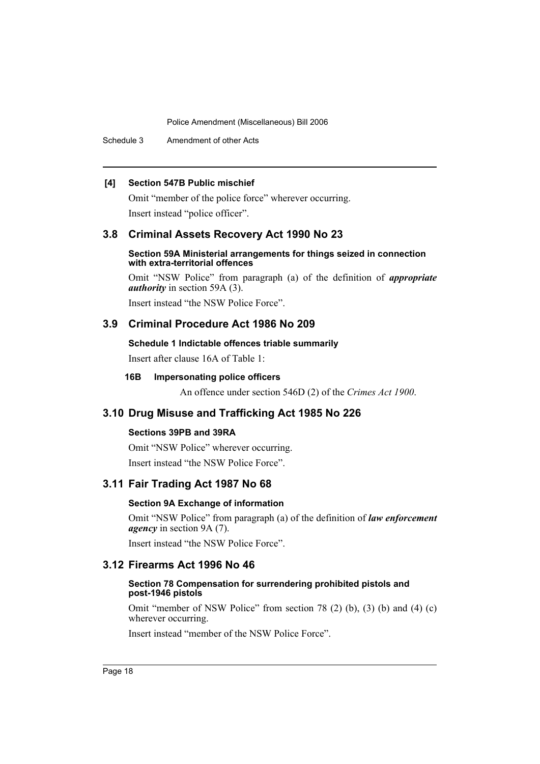#### [4] Section 547B Public mischief

Omit "member of the police force" wherever occurring.

Insert instead "police officer".

## 3.8 Criminal Assets Recovery Act 1990 No 23

#### Section 59A Ministerial arrangements for things seized in connection with extra-territorial offences

Omit "NSW Police" from paragraph (a) of the definition of ***appropriate authority*** in section 59A (3).

Insert instead "the NSW Police Force".

## 3.9 Criminal Procedure Act 1986 No 209

#### Schedule 1 Indictable offences triable summarily

Insert after clause 16A of Table 1:

**16B Impersonating police officers**

An offence under section 546D (2) of the *Crimes Act 1900*.

## 3.10 Drug Misuse and Trafficking Act 1985 No 226

#### Sections 39PB and 39RA

Omit "NSW Police" wherever occurring.

Insert instead "the NSW Police Force".

## 3.11 Fair Trading Act 1987 No 68

#### Section 9A Exchange of information

Omit "NSW Police" from paragraph (a) of the definition of ***law enforcement agency*** in section 9A (7).

Insert instead "the NSW Police Force".

## 3.12 Firearms Act 1996 No 46

#### Section 78 Compensation for surrendering prohibited pistols and post-1946 pistols

Omit "member of NSW Police" from section 78 (2) (b), (3) (b) and (4) (c) wherever occurring.

Insert instead "member of the NSW Police Force".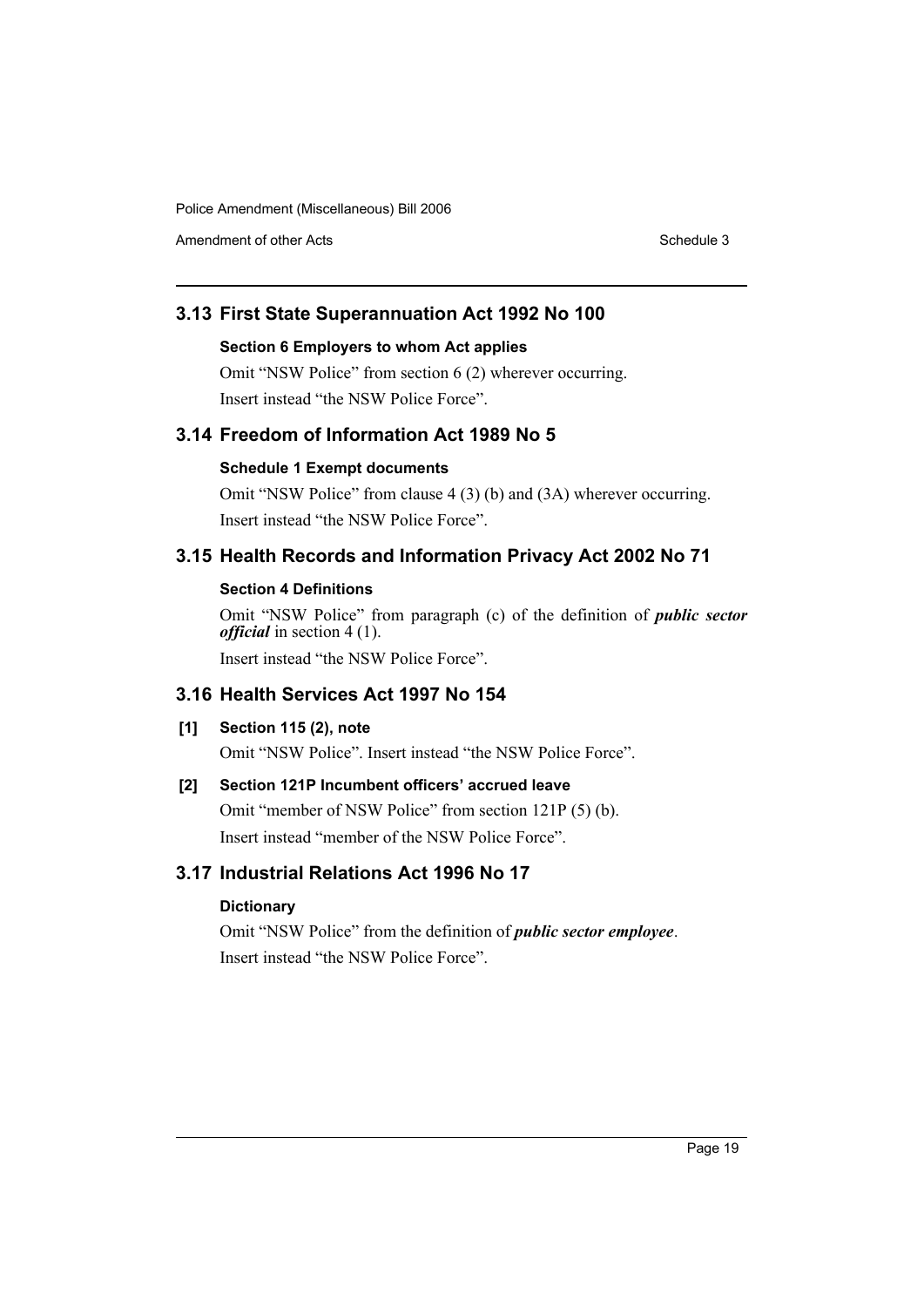## 3.13 First State Superannuation Act 1992 No 100

#### Section 6 Employers to whom Act applies

Omit "NSW Police" from section 6 (2) wherever occurring.

Insert instead "the NSW Police Force".

## 3.14 Freedom of Information Act 1989 No 5

#### Schedule 1 Exempt documents

Omit "NSW Police" from clause 4 (3) (b) and (3A) wherever occurring.

Insert instead "the NSW Police Force".

## 3.15 Health Records and Information Privacy Act 2002 No 71

#### Section 4 Definitions

Omit "NSW Police" from paragraph (c) of the definition of ***public sector official*** in section 4 (1).

Insert instead "the NSW Police Force".

## 3.16 Health Services Act 1997 No 154

#### [1] Section 115 (2), note

Omit "NSW Police". Insert instead "the NSW Police Force".

#### [2] Section 121P Incumbent officers' accrued leave

Omit "member of NSW Police" from section 121P (5) (b).

Insert instead "member of the NSW Police Force".

## 3.17 Industrial Relations Act 1996 No 17

#### Dictionary

Omit "NSW Police" from the definition of ***public sector employee***.

Insert instead "the NSW Police Force".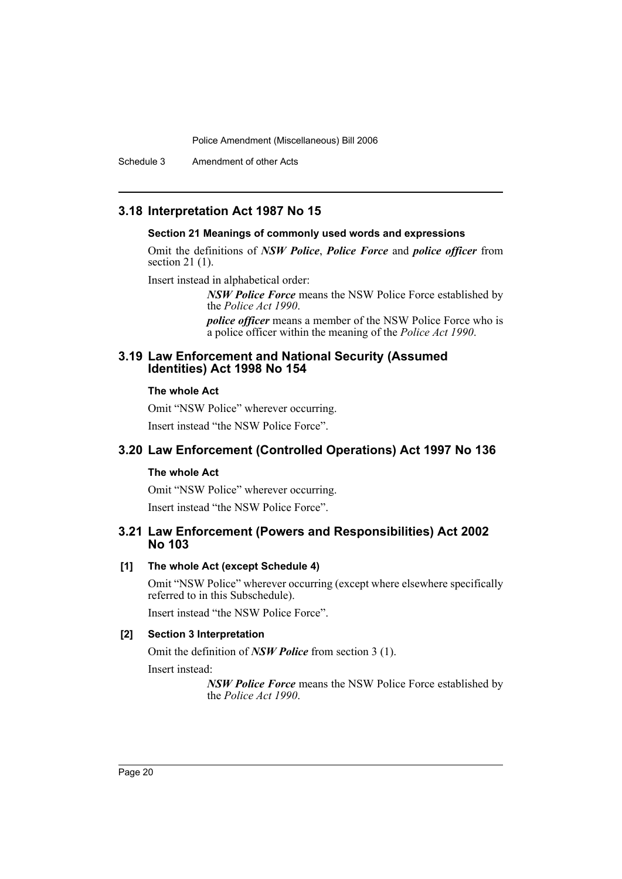## 3.18 Interpretation Act 1987 No 15

### Section 21 Meanings of commonly used words and expressions

Omit the definitions of ***NSW Police***, ***Police Force*** and ***police officer*** from section 21 (1).

Insert instead in alphabetical order:

> ***NSW Police Force*** means the NSW Police Force established by the *Police Act 1990*.
>
> ***police officer*** means a member of the NSW Police Force who is a police officer within the meaning of the *Police Act 1990*.

## 3.19 Law Enforcement and National Security (Assumed Identities) Act 1998 No 154

### The whole Act

Omit "NSW Police" wherever occurring.

Insert instead "the NSW Police Force".

## 3.20 Law Enforcement (Controlled Operations) Act 1997 No 136

### The whole Act

Omit "NSW Police" wherever occurring.

Insert instead "the NSW Police Force".

## 3.21 Law Enforcement (Powers and Responsibilities) Act 2002 No 103

### [1] The whole Act (except Schedule 4)

Omit "NSW Police" wherever occurring (except where elsewhere specifically referred to in this Subschedule).

Insert instead "the NSW Police Force".

### [2] Section 3 Interpretation

Omit the definition of ***NSW Police*** from section 3 (1).

Insert instead:

> ***NSW Police Force*** means the NSW Police Force established by the *Police Act 1990*.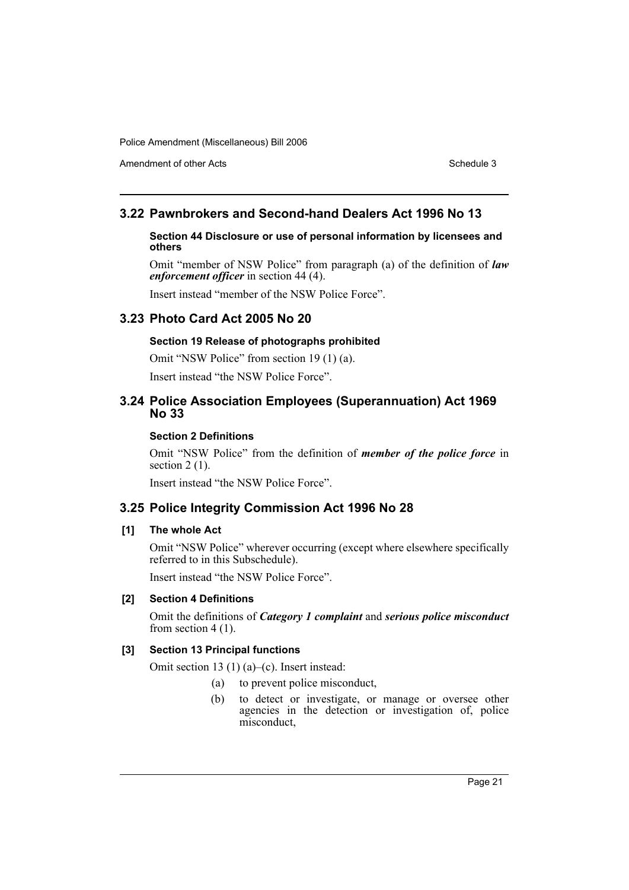## 3.22 Pawnbrokers and Second-hand Dealers Act 1996 No 13

#### Section 44 Disclosure or use of personal information by licensees and others

Omit "member of NSW Police" from paragraph (a) of the definition of ***law enforcement officer*** in section 44 (4).

Insert instead "member of the NSW Police Force".

## 3.23 Photo Card Act 2005 No 20

#### Section 19 Release of photographs prohibited

Omit "NSW Police" from section 19 (1) (a).

Insert instead "the NSW Police Force".

## 3.24 Police Association Employees (Superannuation) Act 1969 No 33

#### Section 2 Definitions

Omit "NSW Police" from the definition of ***member of the police force*** in section 2 (1).

Insert instead "the NSW Police Force".

## 3.25 Police Integrity Commission Act 1996 No 28

#### [1] The whole Act

Omit "NSW Police" wherever occurring (except where elsewhere specifically referred to in this Subschedule).

Insert instead "the NSW Police Force".

#### [2] Section 4 Definitions

Omit the definitions of ***Category 1 complaint*** and ***serious police misconduct*** from section 4 (1).

#### [3] Section 13 Principal functions

Omit section 13 (1) (a)–(c). Insert instead:

- (a) to prevent police misconduct,
- (b) to detect or investigate, or manage or oversee other agencies in the detection or investigation of, police misconduct,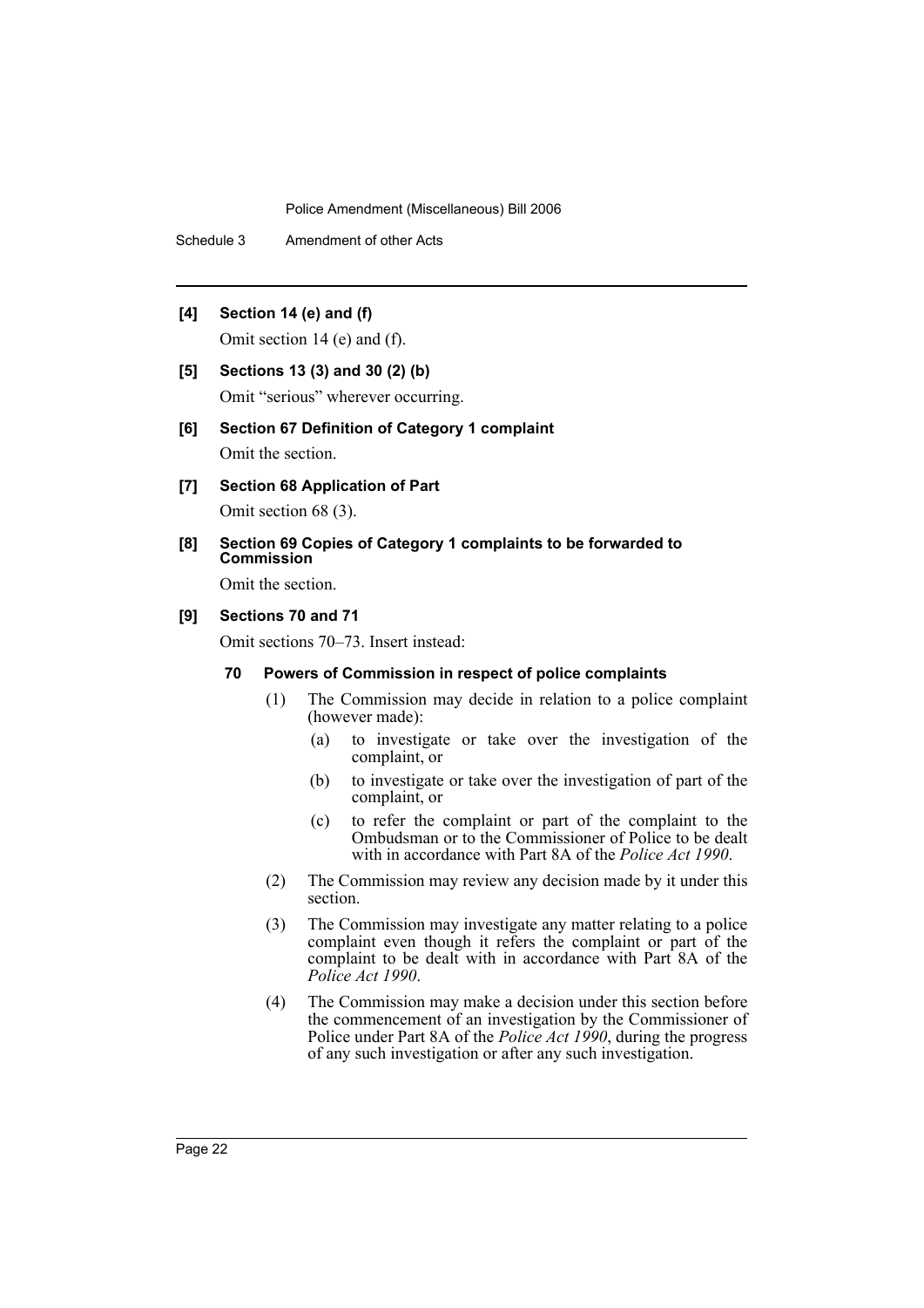**[4] Section 14 (e) and (f)**

Omit section 14 (e) and (f).

**[5] Sections 13 (3) and 30 (2) (b)**

Omit "serious" wherever occurring.

**[6] Section 67 Definition of Category 1 complaint**

Omit the section.

**[7] Section 68 Application of Part**

Omit section 68 (3).

**[8] Section 69 Copies of Category 1 complaints to be forwarded to Commission**

Omit the section.

**[9] Sections 70 and 71**

Omit sections 70–73. Insert instead:

**70 Powers of Commission in respect of police complaints**

(1) The Commission may decide in relation to a police complaint (however made):

- (a) to investigate or take over the investigation of the complaint, or
- (b) to investigate or take over the investigation of part of the complaint, or
- (c) to refer the complaint or part of the complaint to the Ombudsman or to the Commissioner of Police to be dealt with in accordance with Part 8A of the *Police Act 1990*.

(2) The Commission may review any decision made by it under this section.

(3) The Commission may investigate any matter relating to a police complaint even though it refers the complaint or part of the complaint to be dealt with in accordance with Part 8A of the *Police Act 1990*.

(4) The Commission may make a decision under this section before the commencement of an investigation by the Commissioner of Police under Part 8A of the *Police Act 1990*, during the progress of any such investigation or after any such investigation.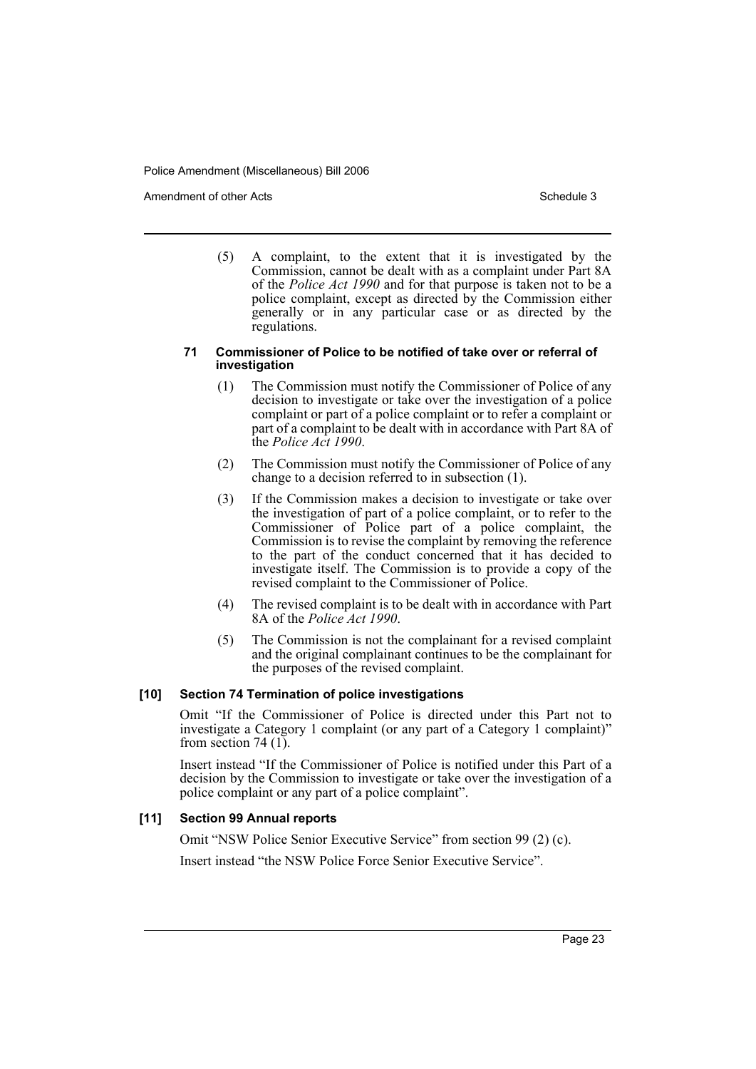(5) A complaint, to the extent that it is investigated by the Commission, cannot be dealt with as a complaint under Part 8A of the *Police Act 1990* and for that purpose is taken not to be a police complaint, except as directed by the Commission either generally or in any particular case or as directed by the regulations.

#### 71 Commissioner of Police to be notified of take over or referral of investigation

(1) The Commission must notify the Commissioner of Police of any decision to investigate or take over the investigation of a police complaint or part of a police complaint or to refer a complaint or part of a complaint to be dealt with in accordance with Part 8A of the *Police Act 1990*.

(2) The Commission must notify the Commissioner of Police of any change to a decision referred to in subsection (1).

(3) If the Commission makes a decision to investigate or take over the investigation of part of a police complaint, or to refer to the Commissioner of Police part of a police complaint, the Commission is to revise the complaint by removing the reference to the part of the conduct concerned that it has decided to investigate itself. The Commission is to provide a copy of the revised complaint to the Commissioner of Police.

(4) The revised complaint is to be dealt with in accordance with Part 8A of the *Police Act 1990*.

(5) The Commission is not the complainant for a revised complaint and the original complainant continues to be the complainant for the purposes of the revised complaint.

### [10] Section 74 Termination of police investigations

Omit "If the Commissioner of Police is directed under this Part not to investigate a Category 1 complaint (or any part of a Category 1 complaint)" from section 74 (1).

Insert instead "If the Commissioner of Police is notified under this Part of a decision by the Commission to investigate or take over the investigation of a police complaint or any part of a police complaint".

### [11] Section 99 Annual reports

Omit "NSW Police Senior Executive Service" from section 99 (2) (c).

Insert instead "the NSW Police Force Senior Executive Service".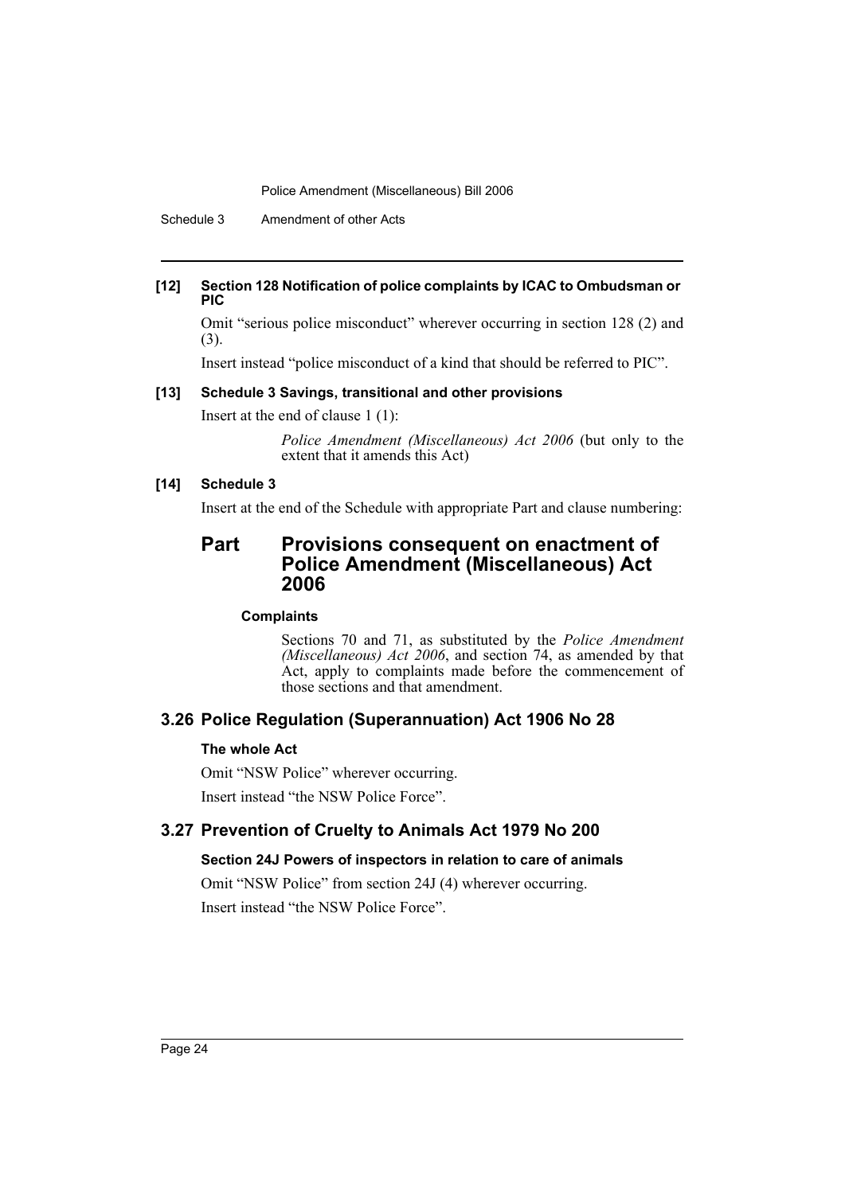**[12] Section 128 Notification of police complaints by ICAC to Ombudsman or PIC**

Omit "serious police misconduct" wherever occurring in section 128 (2) and (3).

Insert instead "police misconduct of a kind that should be referred to PIC".

**[13] Schedule 3 Savings, transitional and other provisions**

Insert at the end of clause 1 (1):

> *Police Amendment (Miscellaneous) Act 2006* (but only to the extent that it amends this Act)

**[14] Schedule 3**

Insert at the end of the Schedule with appropriate Part and clause numbering:

## Part Provisions consequent on enactment of Police Amendment (Miscellaneous) Act 2006

**Complaints**

Sections 70 and 71, as substituted by the *Police Amendment (Miscellaneous) Act 2006*, and section 74, as amended by that Act, apply to complaints made before the commencement of those sections and that amendment.

## 3.26 Police Regulation (Superannuation) Act 1906 No 28

**The whole Act**

Omit "NSW Police" wherever occurring.

Insert instead "the NSW Police Force".

## 3.27 Prevention of Cruelty to Animals Act 1979 No 200

**Section 24J Powers of inspectors in relation to care of animals**

Omit "NSW Police" from section 24J (4) wherever occurring.

Insert instead "the NSW Police Force".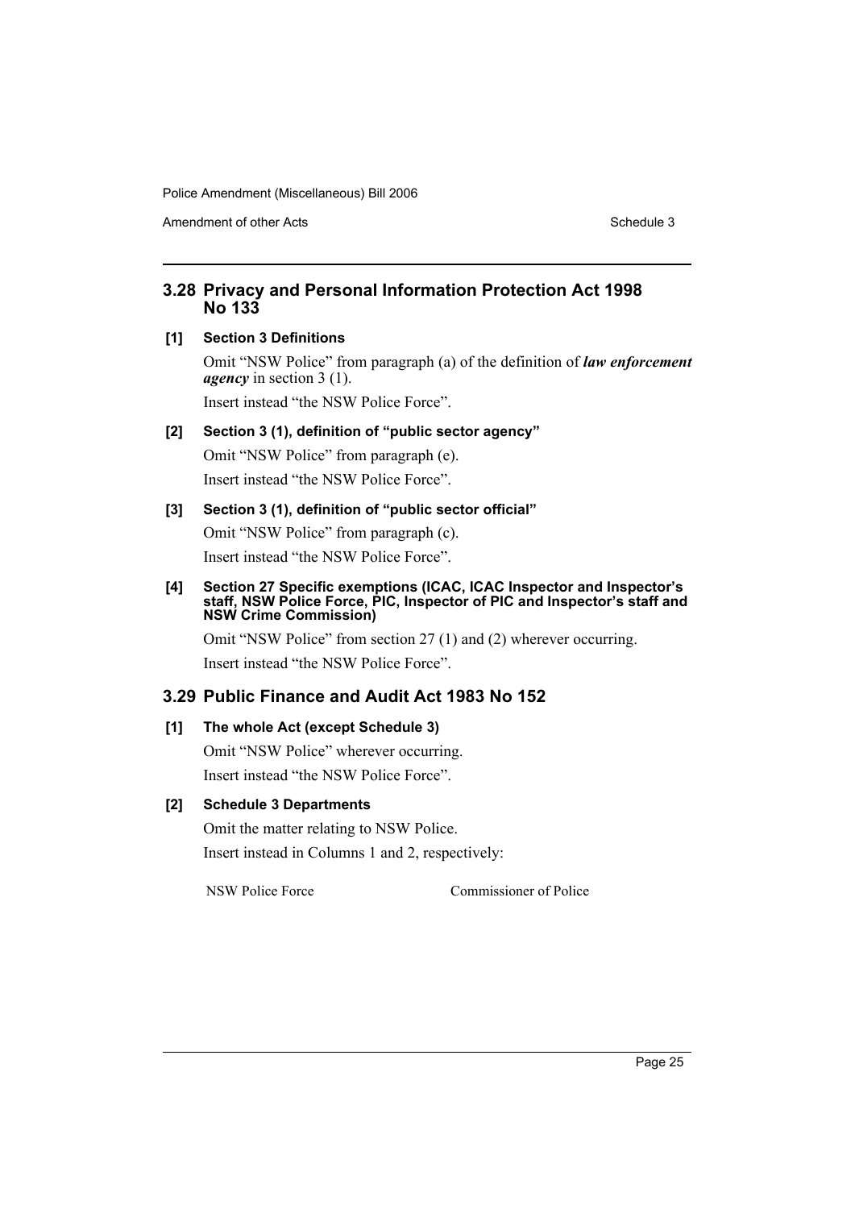## 3.28 Privacy and Personal Information Protection Act 1998 No 133

**[1] Section 3 Definitions**

Omit "NSW Police" from paragraph (a) of the definition of ***law enforcement agency*** in section 3 (1).

Insert instead "the NSW Police Force".

**[2] Section 3 (1), definition of "public sector agency"**

Omit "NSW Police" from paragraph (e).

Insert instead "the NSW Police Force".

**[3] Section 3 (1), definition of "public sector official"**

Omit "NSW Police" from paragraph (c).

Insert instead "the NSW Police Force".

**[4] Section 27 Specific exemptions (ICAC, ICAC Inspector and Inspector's staff, NSW Police Force, PIC, Inspector of PIC and Inspector's staff and NSW Crime Commission)**

Omit "NSW Police" from section 27 (1) and (2) wherever occurring.

Insert instead "the NSW Police Force".

## 3.29 Public Finance and Audit Act 1983 No 152

**[1] The whole Act (except Schedule 3)**

Omit "NSW Police" wherever occurring.

Insert instead "the NSW Police Force".

**[2] Schedule 3 Departments**

Omit the matter relating to NSW Police.

Insert instead in Columns 1 and 2, respectively:

| | |
|---|---|
| NSW Police Force | Commissioner of Police |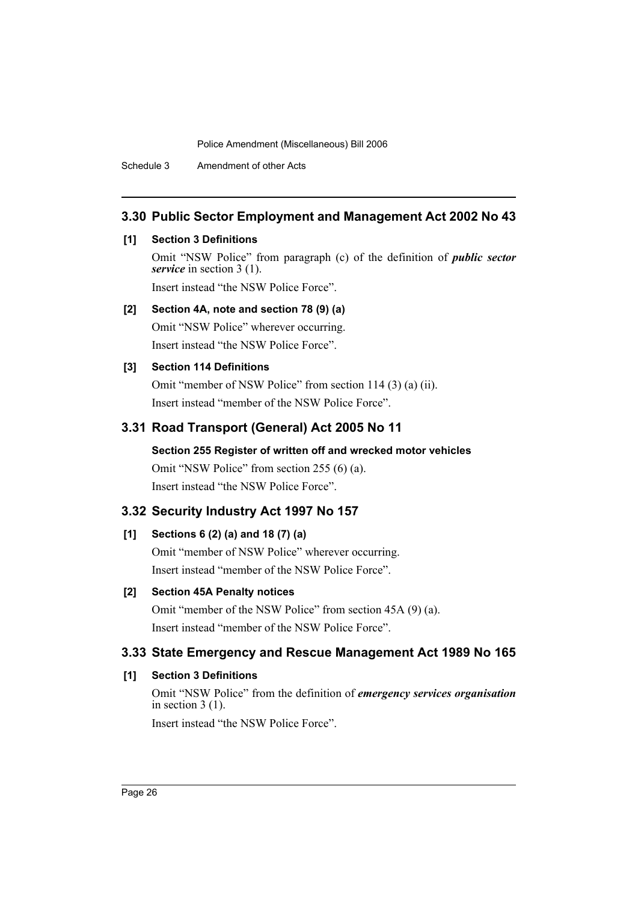## 3.30 Public Sector Employment and Management Act 2002 No 43

**[1] Section 3 Definitions**

Omit "NSW Police" from paragraph (c) of the definition of ***public sector service*** in section 3 (1).

Insert instead "the NSW Police Force".

**[2] Section 4A, note and section 78 (9) (a)**

Omit "NSW Police" wherever occurring.

Insert instead "the NSW Police Force".

**[3] Section 114 Definitions**

Omit "member of NSW Police" from section 114 (3) (a) (ii).

Insert instead "member of the NSW Police Force".

## 3.31 Road Transport (General) Act 2005 No 11

**Section 255 Register of written off and wrecked motor vehicles**

Omit "NSW Police" from section 255 (6) (a).

Insert instead "the NSW Police Force".

## 3.32 Security Industry Act 1997 No 157

**[1] Sections 6 (2) (a) and 18 (7) (a)**

Omit "member of NSW Police" wherever occurring.

Insert instead "member of the NSW Police Force".

**[2] Section 45A Penalty notices**

Omit "member of the NSW Police" from section 45A (9) (a).

Insert instead "member of the NSW Police Force".

## 3.33 State Emergency and Rescue Management Act 1989 No 165

**[1] Section 3 Definitions**

Omit "NSW Police" from the definition of ***emergency services organisation*** in section 3 (1).

Insert instead "the NSW Police Force".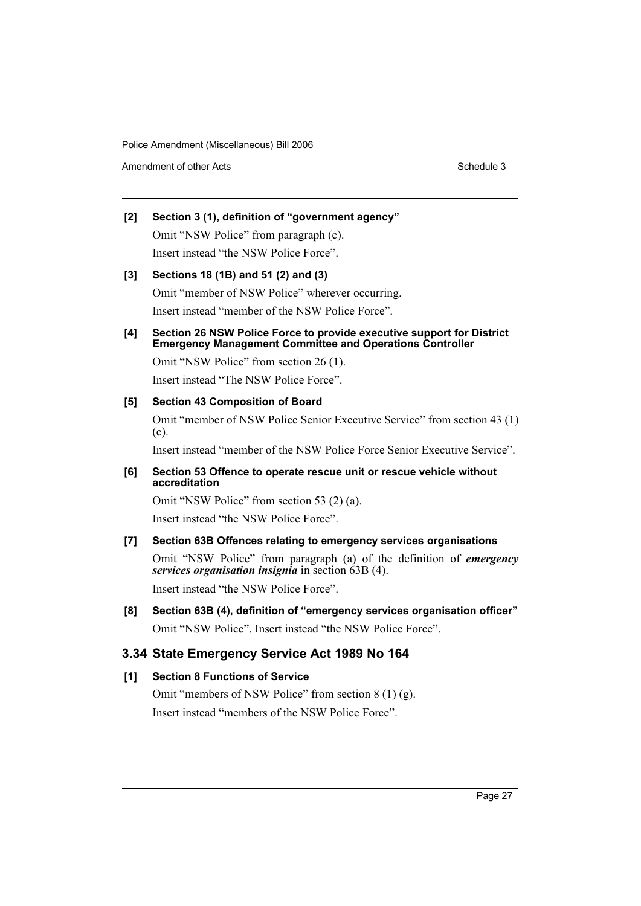**[2] Section 3 (1), definition of "government agency"**

Omit "NSW Police" from paragraph (c).

Insert instead "the NSW Police Force".

**[3] Sections 18 (1B) and 51 (2) and (3)**

Omit "member of NSW Police" wherever occurring.

Insert instead "member of the NSW Police Force".

**[4] Section 26 NSW Police Force to provide executive support for District Emergency Management Committee and Operations Controller**

Omit "NSW Police" from section 26 (1).

Insert instead "The NSW Police Force".

**[5] Section 43 Composition of Board**

Omit "member of NSW Police Senior Executive Service" from section 43 (1) (c).

Insert instead "member of the NSW Police Force Senior Executive Service".

**[6] Section 53 Offence to operate rescue unit or rescue vehicle without accreditation**

Omit "NSW Police" from section 53 (2) (a).

Insert instead "the NSW Police Force".

**[7] Section 63B Offences relating to emergency services organisations**

Omit "NSW Police" from paragraph (a) of the definition of ***emergency services organisation insignia*** in section 63B (4).

Insert instead "the NSW Police Force".

**[8] Section 63B (4), definition of "emergency services organisation officer"**

Omit "NSW Police". Insert instead "the NSW Police Force".

## 3.34 State Emergency Service Act 1989 No 164

**[1] Section 8 Functions of Service**

Omit "members of NSW Police" from section 8 (1) (g).

Insert instead "members of the NSW Police Force".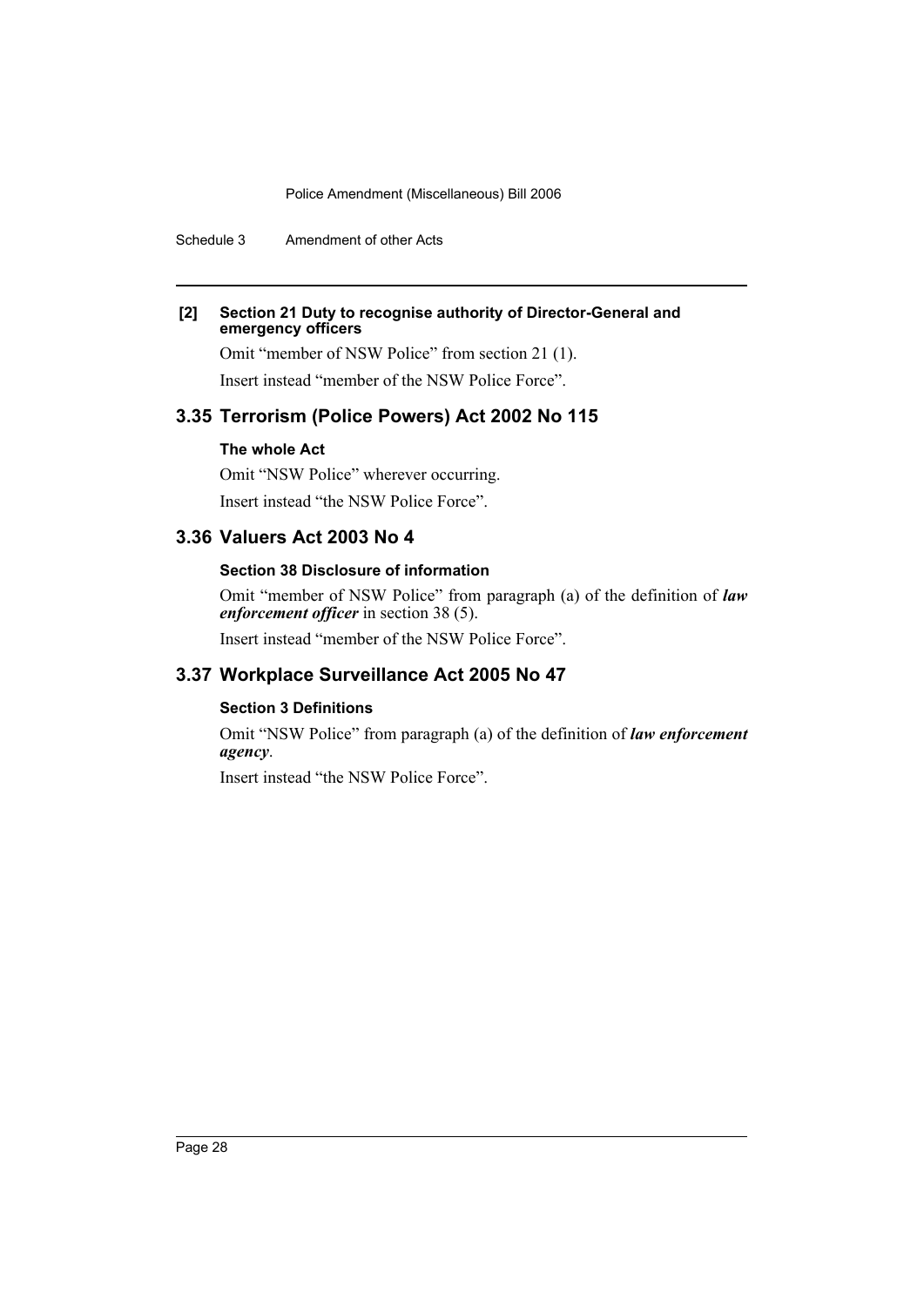**[2] Section 21 Duty to recognise authority of Director-General and emergency officers**

Omit "member of NSW Police" from section 21 (1).

Insert instead "member of the NSW Police Force".

## 3.35 Terrorism (Police Powers) Act 2002 No 115

**The whole Act**

Omit "NSW Police" wherever occurring.

Insert instead "the NSW Police Force".

## 3.36 Valuers Act 2003 No 4

**Section 38 Disclosure of information**

Omit "member of NSW Police" from paragraph (a) of the definition of ***law enforcement officer*** in section 38 (5).

Insert instead "member of the NSW Police Force".

## 3.37 Workplace Surveillance Act 2005 No 47

**Section 3 Definitions**

Omit "NSW Police" from paragraph (a) of the definition of ***law enforcement agency***.

Insert instead "the NSW Police Force".